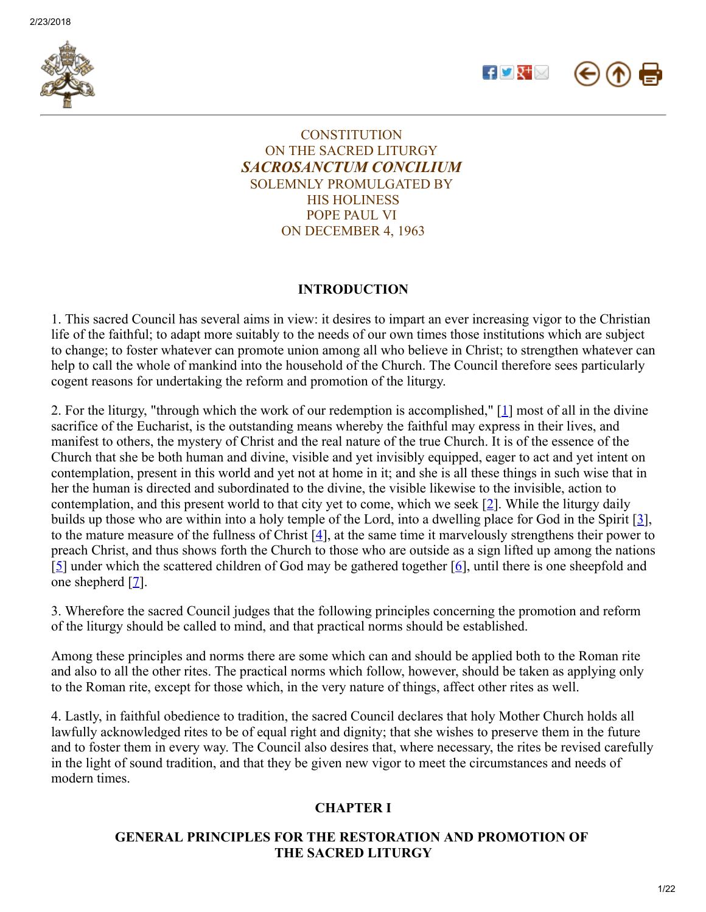CONSTITUTION
ON THE SACRED LITURGY
***SACROSANCTUM CONCILIUM***
SOLEMNLY PROMULGATED BY
HIS HOLINESS
POPE PAUL VI
ON DECEMBER 4, 1963

## INTRODUCTION

1. This sacred Council has several aims in view: it desires to impart an ever increasing vigor to the Christian life of the faithful; to adapt more suitably to the needs of our own times those institutions which are subject to change; to foster whatever can promote union among all who believe in Christ; to strengthen whatever can help to call the whole of mankind into the household of the Church. The Council therefore sees particularly cogent reasons for undertaking the reform and promotion of the liturgy.

2. For the liturgy, "through which the work of our redemption is accomplished," [1] most of all in the divine sacrifice of the Eucharist, is the outstanding means whereby the faithful may express in their lives, and manifest to others, the mystery of Christ and the real nature of the true Church. It is of the essence of the Church that she be both human and divine, visible and yet invisibly equipped, eager to act and yet intent on contemplation, present in this world and yet not at home in it; and she is all these things in such wise that in her the human is directed and subordinated to the divine, the visible likewise to the invisible, action to contemplation, and this present world to that city yet to come, which we seek [2]. While the liturgy daily builds up those who are within into a holy temple of the Lord, into a dwelling place for God in the Spirit [3], to the mature measure of the fullness of Christ [4], at the same time it marvelously strengthens their power to preach Christ, and thus shows forth the Church to those who are outside as a sign lifted up among the nations [5] under which the scattered children of God may be gathered together [6], until there is one sheepfold and one shepherd [7].

3. Wherefore the sacred Council judges that the following principles concerning the promotion and reform of the liturgy should be called to mind, and that practical norms should be established.

Among these principles and norms there are some which can and should be applied both to the Roman rite and also to all the other rites. The practical norms which follow, however, should be taken as applying only to the Roman rite, except for those which, in the very nature of things, affect other rites as well.

4. Lastly, in faithful obedience to tradition, the sacred Council declares that holy Mother Church holds all lawfully acknowledged rites to be of equal right and dignity; that she wishes to preserve them in the future and to foster them in every way. The Council also desires that, where necessary, the rites be revised carefully in the light of sound tradition, and that they be given new vigor to meet the circumstances and needs of modern times.

## CHAPTER I

### GENERAL PRINCIPLES FOR THE RESTORATION AND PROMOTION OF THE SACRED LITURGY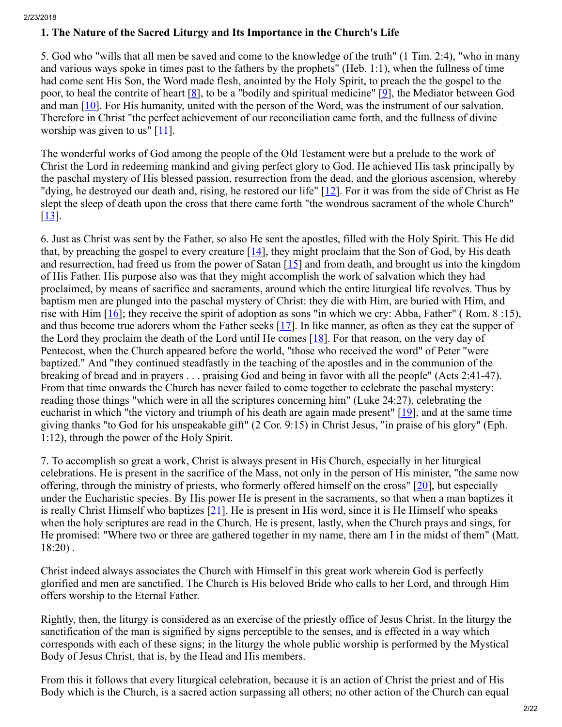### 1. The Nature of the Sacred Liturgy and Its Importance in the Church's Life

5. God who "wills that all men be saved and come to the knowledge of the truth" (1 Tim. 2:4), "who in many and various ways spoke in times past to the fathers by the prophets" (Heb. 1:1), when the fullness of time had come sent His Son, the Word made flesh, anointed by the Holy Spirit, to preach the the gospel to the poor, to heal the contrite of heart [8], to be a "bodily and spiritual medicine" [9], the Mediator between God and man [10]. For His humanity, united with the person of the Word, was the instrument of our salvation. Therefore in Christ "the perfect achievement of our reconciliation came forth, and the fullness of divine worship was given to us" [11].

The wonderful works of God among the people of the Old Testament were but a prelude to the work of Christ the Lord in redeeming mankind and giving perfect glory to God. He achieved His task principally by the paschal mystery of His blessed passion, resurrection from the dead, and the glorious ascension, whereby "dying, he destroyed our death and, rising, he restored our life" [12]. For it was from the side of Christ as He slept the sleep of death upon the cross that there came forth "the wondrous sacrament of the whole Church" [13].

6. Just as Christ was sent by the Father, so also He sent the apostles, filled with the Holy Spirit. This He did that, by preaching the gospel to every creature [14], they might proclaim that the Son of God, by His death and resurrection, had freed us from the power of Satan [15] and from death, and brought us into the kingdom of His Father. His purpose also was that they might accomplish the work of salvation which they had proclaimed, by means of sacrifice and sacraments, around which the entire liturgical life revolves. Thus by baptism men are plunged into the paschal mystery of Christ: they die with Him, are buried with Him, and rise with Him [16]; they receive the spirit of adoption as sons "in which we cry: Abba, Father" ( Rom. 8 :15), and thus become true adorers whom the Father seeks [17]. In like manner, as often as they eat the supper of the Lord they proclaim the death of the Lord until He comes [18]. For that reason, on the very day of Pentecost, when the Church appeared before the world, "those who received the word" of Peter "were baptized." And "they continued steadfastly in the teaching of the apostles and in the communion of the breaking of bread and in prayers . . . praising God and being in favor with all the people" (Acts 2:41-47). From that time onwards the Church has never failed to come together to celebrate the paschal mystery: reading those things "which were in all the scriptures concerning him" (Luke 24:27), celebrating the eucharist in which "the victory and triumph of his death are again made present" [19], and at the same time giving thanks "to God for his unspeakable gift" (2 Cor. 9:15) in Christ Jesus, "in praise of his glory" (Eph. 1:12), through the power of the Holy Spirit.

7. To accomplish so great a work, Christ is always present in His Church, especially in her liturgical celebrations. He is present in the sacrifice of the Mass, not only in the person of His minister, "the same now offering, through the ministry of priests, who formerly offered himself on the cross" [20], but especially under the Eucharistic species. By His power He is present in the sacraments, so that when a man baptizes it is really Christ Himself who baptizes [21]. He is present in His word, since it is He Himself who speaks when the holy scriptures are read in the Church. He is present, lastly, when the Church prays and sings, for He promised: "Where two or three are gathered together in my name, there am I in the midst of them" (Matt. 18:20) .

Christ indeed always associates the Church with Himself in this great work wherein God is perfectly glorified and men are sanctified. The Church is His beloved Bride who calls to her Lord, and through Him offers worship to the Eternal Father.

Rightly, then, the liturgy is considered as an exercise of the priestly office of Jesus Christ. In the liturgy the sanctification of the man is signified by signs perceptible to the senses, and is effected in a way which corresponds with each of these signs; in the liturgy the whole public worship is performed by the Mystical Body of Jesus Christ, that is, by the Head and His members.

From this it follows that every liturgical celebration, because it is an action of Christ the priest and of His Body which is the Church, is a sacred action surpassing all others; no other action of the Church can equal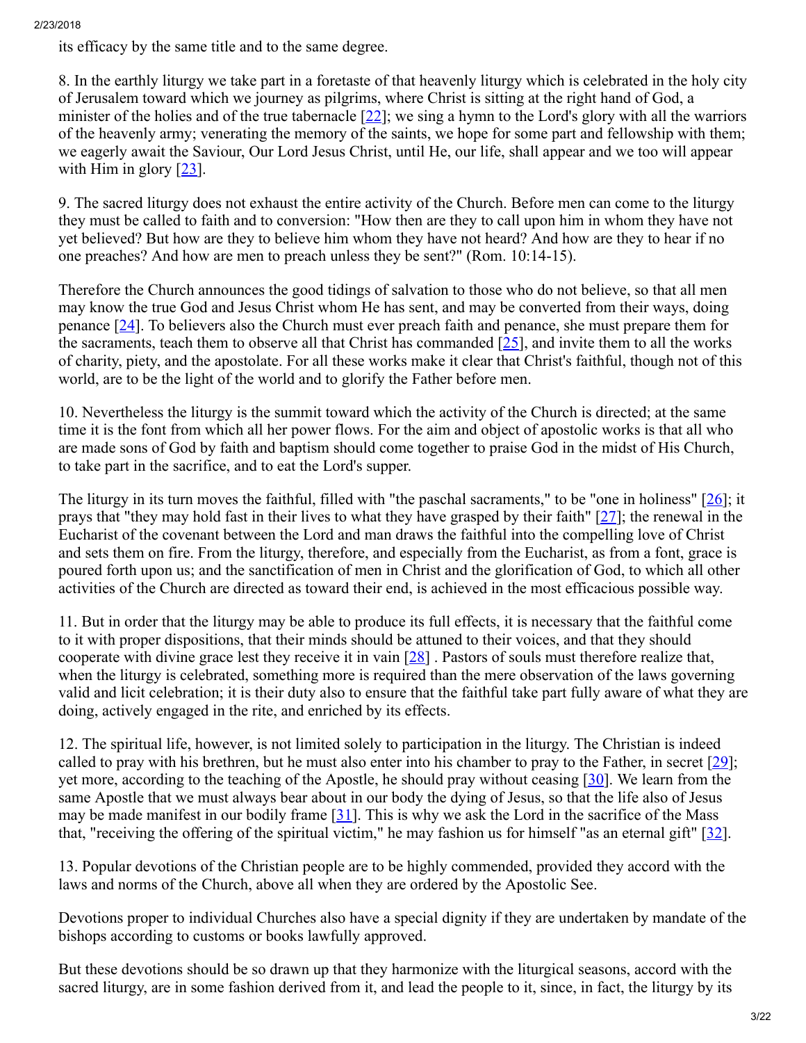its efficacy by the same title and to the same degree.

8. In the earthly liturgy we take part in a foretaste of that heavenly liturgy which is celebrated in the holy city of Jerusalem toward which we journey as pilgrims, where Christ is sitting at the right hand of God, a minister of the holies and of the true tabernacle [22]; we sing a hymn to the Lord's glory with all the warriors of the heavenly army; venerating the memory of the saints, we hope for some part and fellowship with them; we eagerly await the Saviour, Our Lord Jesus Christ, until He, our life, shall appear and we too will appear with Him in glory [23].

9. The sacred liturgy does not exhaust the entire activity of the Church. Before men can come to the liturgy they must be called to faith and to conversion: "How then are they to call upon him in whom they have not yet believed? But how are they to believe him whom they have not heard? And how are they to hear if no one preaches? And how are men to preach unless they be sent?" (Rom. 10:14-15).

Therefore the Church announces the good tidings of salvation to those who do not believe, so that all men may know the true God and Jesus Christ whom He has sent, and may be converted from their ways, doing penance [24]. To believers also the Church must ever preach faith and penance, she must prepare them for the sacraments, teach them to observe all that Christ has commanded [25], and invite them to all the works of charity, piety, and the apostolate. For all these works make it clear that Christ's faithful, though not of this world, are to be the light of the world and to glorify the Father before men.

10. Nevertheless the liturgy is the summit toward which the activity of the Church is directed; at the same time it is the font from which all her power flows. For the aim and object of apostolic works is that all who are made sons of God by faith and baptism should come together to praise God in the midst of His Church, to take part in the sacrifice, and to eat the Lord's supper.

The liturgy in its turn moves the faithful, filled with "the paschal sacraments," to be "one in holiness" [26]; it prays that "they may hold fast in their lives to what they have grasped by their faith" [27]; the renewal in the Eucharist of the covenant between the Lord and man draws the faithful into the compelling love of Christ and sets them on fire. From the liturgy, therefore, and especially from the Eucharist, as from a font, grace is poured forth upon us; and the sanctification of men in Christ and the glorification of God, to which all other activities of the Church are directed as toward their end, is achieved in the most efficacious possible way.

11. But in order that the liturgy may be able to produce its full effects, it is necessary that the faithful come to it with proper dispositions, that their minds should be attuned to their voices, and that they should cooperate with divine grace lest they receive it in vain [28] . Pastors of souls must therefore realize that, when the liturgy is celebrated, something more is required than the mere observation of the laws governing valid and licit celebration; it is their duty also to ensure that the faithful take part fully aware of what they are doing, actively engaged in the rite, and enriched by its effects.

12. The spiritual life, however, is not limited solely to participation in the liturgy. The Christian is indeed called to pray with his brethren, but he must also enter into his chamber to pray to the Father, in secret [29]; yet more, according to the teaching of the Apostle, he should pray without ceasing [30]. We learn from the same Apostle that we must always bear about in our body the dying of Jesus, so that the life also of Jesus may be made manifest in our bodily frame [31]. This is why we ask the Lord in the sacrifice of the Mass that, "receiving the offering of the spiritual victim," he may fashion us for himself "as an eternal gift" [32].

13. Popular devotions of the Christian people are to be highly commended, provided they accord with the laws and norms of the Church, above all when they are ordered by the Apostolic See.

Devotions proper to individual Churches also have a special dignity if they are undertaken by mandate of the bishops according to customs or books lawfully approved.

But these devotions should be so drawn up that they harmonize with the liturgical seasons, accord with the sacred liturgy, are in some fashion derived from it, and lead the people to it, since, in fact, the liturgy by its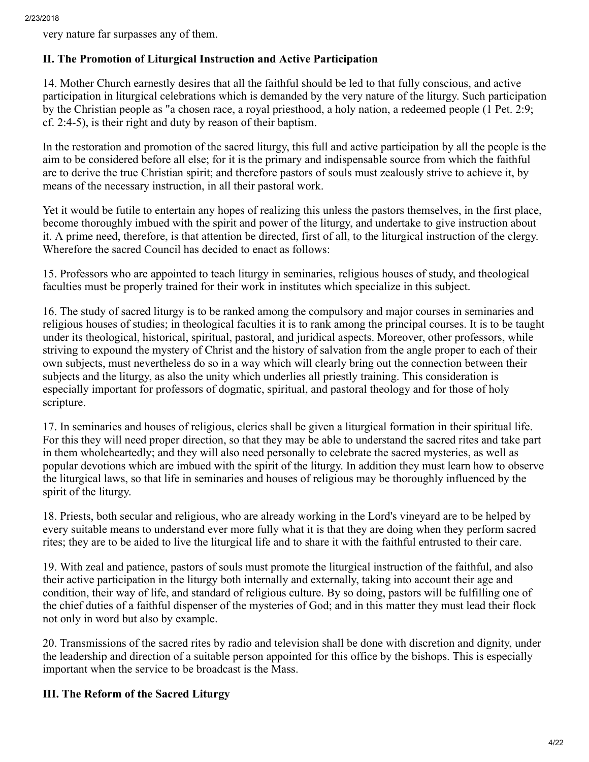very nature far surpasses any of them.

### II. The Promotion of Liturgical Instruction and Active Participation

14. Mother Church earnestly desires that all the faithful should be led to that fully conscious, and active participation in liturgical celebrations which is demanded by the very nature of the liturgy. Such participation by the Christian people as "a chosen race, a royal priesthood, a holy nation, a redeemed people (1 Pet. 2:9; cf. 2:4-5), is their right and duty by reason of their baptism.

In the restoration and promotion of the sacred liturgy, this full and active participation by all the people is the aim to be considered before all else; for it is the primary and indispensable source from which the faithful are to derive the true Christian spirit; and therefore pastors of souls must zealously strive to achieve it, by means of the necessary instruction, in all their pastoral work.

Yet it would be futile to entertain any hopes of realizing this unless the pastors themselves, in the first place, become thoroughly imbued with the spirit and power of the liturgy, and undertake to give instruction about it. A prime need, therefore, is that attention be directed, first of all, to the liturgical instruction of the clergy. Wherefore the sacred Council has decided to enact as follows:

15. Professors who are appointed to teach liturgy in seminaries, religious houses of study, and theological faculties must be properly trained for their work in institutes which specialize in this subject.

16. The study of sacred liturgy is to be ranked among the compulsory and major courses in seminaries and religious houses of studies; in theological faculties it is to rank among the principal courses. It is to be taught under its theological, historical, spiritual, pastoral, and juridical aspects. Moreover, other professors, while striving to expound the mystery of Christ and the history of salvation from the angle proper to each of their own subjects, must nevertheless do so in a way which will clearly bring out the connection between their subjects and the liturgy, as also the unity which underlies all priestly training. This consideration is especially important for professors of dogmatic, spiritual, and pastoral theology and for those of holy scripture.

17. In seminaries and houses of religious, clerics shall be given a liturgical formation in their spiritual life. For this they will need proper direction, so that they may be able to understand the sacred rites and take part in them wholeheartedly; and they will also need personally to celebrate the sacred mysteries, as well as popular devotions which are imbued with the spirit of the liturgy. In addition they must learn how to observe the liturgical laws, so that life in seminaries and houses of religious may be thoroughly influenced by the spirit of the liturgy.

18. Priests, both secular and religious, who are already working in the Lord's vineyard are to be helped by every suitable means to understand ever more fully what it is that they are doing when they perform sacred rites; they are to be aided to live the liturgical life and to share it with the faithful entrusted to their care.

19. With zeal and patience, pastors of souls must promote the liturgical instruction of the faithful, and also their active participation in the liturgy both internally and externally, taking into account their age and condition, their way of life, and standard of religious culture. By so doing, pastors will be fulfilling one of the chief duties of a faithful dispenser of the mysteries of God; and in this matter they must lead their flock not only in word but also by example.

20. Transmissions of the sacred rites by radio and television shall be done with discretion and dignity, under the leadership and direction of a suitable person appointed for this office by the bishops. This is especially important when the service to be broadcast is the Mass.

### III. The Reform of the Sacred Liturgy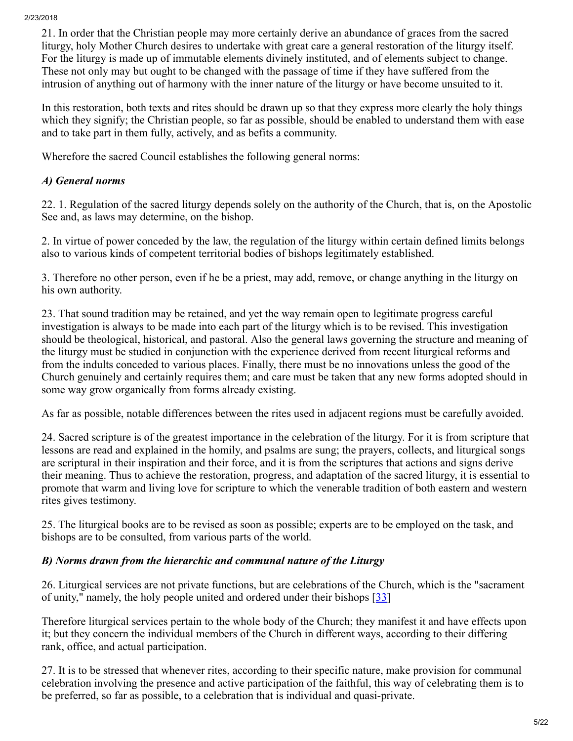21. In order that the Christian people may more certainly derive an abundance of graces from the sacred liturgy, holy Mother Church desires to undertake with great care a general restoration of the liturgy itself. For the liturgy is made up of immutable elements divinely instituted, and of elements subject to change. These not only may but ought to be changed with the passage of time if they have suffered from the intrusion of anything out of harmony with the inner nature of the liturgy or have become unsuited to it.

In this restoration, both texts and rites should be drawn up so that they express more clearly the holy things which they signify; the Christian people, so far as possible, should be enabled to understand them with ease and to take part in them fully, actively, and as befits a community.

Wherefore the sacred Council establishes the following general norms:

### *A) General norms*

22. 1. Regulation of the sacred liturgy depends solely on the authority of the Church, that is, on the Apostolic See and, as laws may determine, on the bishop.

2. In virtue of power conceded by the law, the regulation of the liturgy within certain defined limits belongs also to various kinds of competent territorial bodies of bishops legitimately established.

3. Therefore no other person, even if he be a priest, may add, remove, or change anything in the liturgy on his own authority.

23. That sound tradition may be retained, and yet the way remain open to legitimate progress careful investigation is always to be made into each part of the liturgy which is to be revised. This investigation should be theological, historical, and pastoral. Also the general laws governing the structure and meaning of the liturgy must be studied in conjunction with the experience derived from recent liturgical reforms and from the indults conceded to various places. Finally, there must be no innovations unless the good of the Church genuinely and certainly requires them; and care must be taken that any new forms adopted should in some way grow organically from forms already existing.

As far as possible, notable differences between the rites used in adjacent regions must be carefully avoided.

24. Sacred scripture is of the greatest importance in the celebration of the liturgy. For it is from scripture that lessons are read and explained in the homily, and psalms are sung; the prayers, collects, and liturgical songs are scriptural in their inspiration and their force, and it is from the scriptures that actions and signs derive their meaning. Thus to achieve the restoration, progress, and adaptation of the sacred liturgy, it is essential to promote that warm and living love for scripture to which the venerable tradition of both eastern and western rites gives testimony.

25. The liturgical books are to be revised as soon as possible; experts are to be employed on the task, and bishops are to be consulted, from various parts of the world.

### *B) Norms drawn from the hierarchic and communal nature of the Liturgy*

26. Liturgical services are not private functions, but are celebrations of the Church, which is the "sacrament of unity," namely, the holy people united and ordered under their bishops [33]

Therefore liturgical services pertain to the whole body of the Church; they manifest it and have effects upon it; but they concern the individual members of the Church in different ways, according to their differing rank, office, and actual participation.

27. It is to be stressed that whenever rites, according to their specific nature, make provision for communal celebration involving the presence and active participation of the faithful, this way of celebrating them is to be preferred, so far as possible, to a celebration that is individual and quasi-private.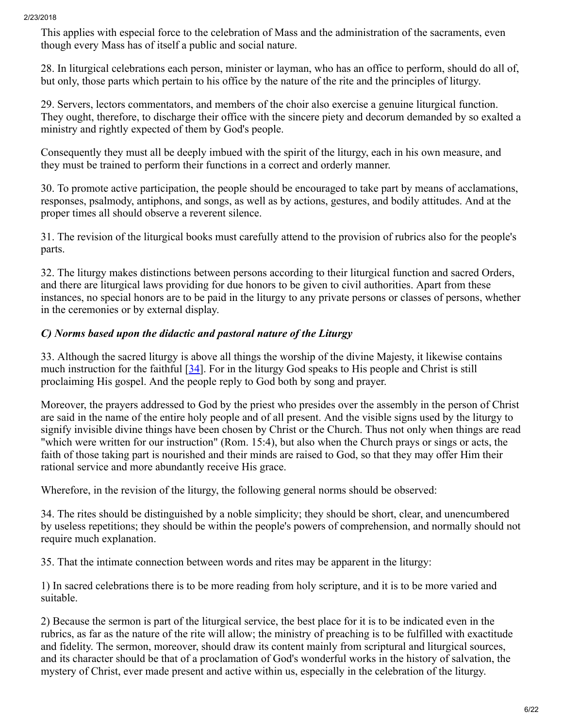This applies with especial force to the celebration of Mass and the administration of the sacraments, even though every Mass has of itself a public and social nature.

28. In liturgical celebrations each person, minister or layman, who has an office to perform, should do all of, but only, those parts which pertain to his office by the nature of the rite and the principles of liturgy.

29. Servers, lectors commentators, and members of the choir also exercise a genuine liturgical function. They ought, therefore, to discharge their office with the sincere piety and decorum demanded by so exalted a ministry and rightly expected of them by God's people.

Consequently they must all be deeply imbued with the spirit of the liturgy, each in his own measure, and they must be trained to perform their functions in a correct and orderly manner.

30. To promote active participation, the people should be encouraged to take part by means of acclamations, responses, psalmody, antiphons, and songs, as well as by actions, gestures, and bodily attitudes. And at the proper times all should observe a reverent silence.

31. The revision of the liturgical books must carefully attend to the provision of rubrics also for the people's parts.

32. The liturgy makes distinctions between persons according to their liturgical function and sacred Orders, and there are liturgical laws providing for due honors to be given to civil authorities. Apart from these instances, no special honors are to be paid in the liturgy to any private persons or classes of persons, whether in the ceremonies or by external display.

### *C) Norms based upon the didactic and pastoral nature of the Liturgy*

33. Although the sacred liturgy is above all things the worship of the divine Majesty, it likewise contains much instruction for the faithful [34]. For in the liturgy God speaks to His people and Christ is still proclaiming His gospel. And the people reply to God both by song and prayer.

Moreover, the prayers addressed to God by the priest who presides over the assembly in the person of Christ are said in the name of the entire holy people and of all present. And the visible signs used by the liturgy to signify invisible divine things have been chosen by Christ or the Church. Thus not only when things are read "which were written for our instruction" (Rom. 15:4), but also when the Church prays or sings or acts, the faith of those taking part is nourished and their minds are raised to God, so that they may offer Him their rational service and more abundantly receive His grace.

Wherefore, in the revision of the liturgy, the following general norms should be observed:

34. The rites should be distinguished by a noble simplicity; they should be short, clear, and unencumbered by useless repetitions; they should be within the people's powers of comprehension, and normally should not require much explanation.

35. That the intimate connection between words and rites may be apparent in the liturgy:

1) In sacred celebrations there is to be more reading from holy scripture, and it is to be more varied and suitable.

2) Because the sermon is part of the liturgical service, the best place for it is to be indicated even in the rubrics, as far as the nature of the rite will allow; the ministry of preaching is to be fulfilled with exactitude and fidelity. The sermon, moreover, should draw its content mainly from scriptural and liturgical sources, and its character should be that of a proclamation of God's wonderful works in the history of salvation, the mystery of Christ, ever made present and active within us, especially in the celebration of the liturgy.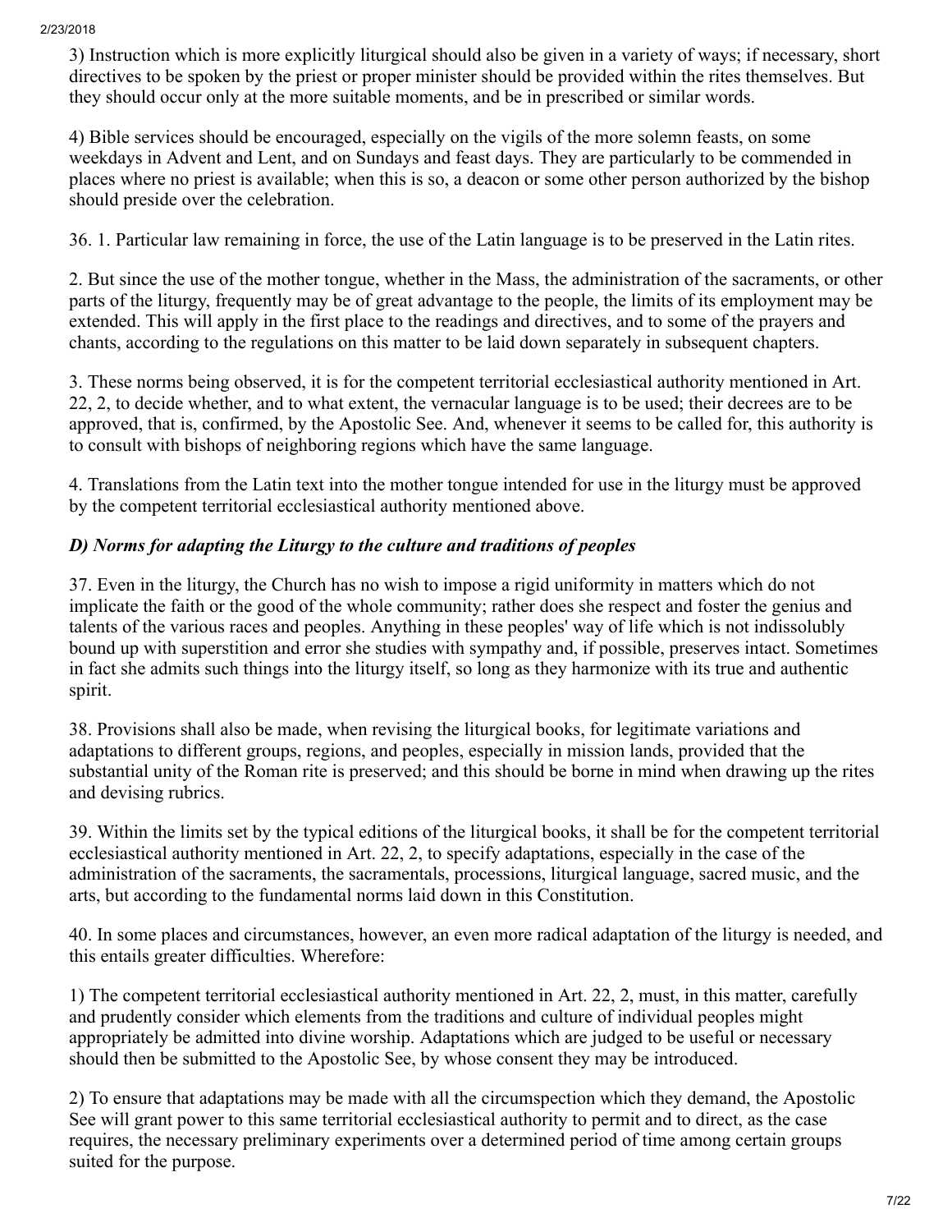3) Instruction which is more explicitly liturgical should also be given in a variety of ways; if necessary, short directives to be spoken by the priest or proper minister should be provided within the rites themselves. But they should occur only at the more suitable moments, and be in prescribed or similar words.

4) Bible services should be encouraged, especially on the vigils of the more solemn feasts, on some weekdays in Advent and Lent, and on Sundays and feast days. They are particularly to be commended in places where no priest is available; when this is so, a deacon or some other person authorized by the bishop should preside over the celebration.

36. 1. Particular law remaining in force, the use of the Latin language is to be preserved in the Latin rites.

2. But since the use of the mother tongue, whether in the Mass, the administration of the sacraments, or other parts of the liturgy, frequently may be of great advantage to the people, the limits of its employment may be extended. This will apply in the first place to the readings and directives, and to some of the prayers and chants, according to the regulations on this matter to be laid down separately in subsequent chapters.

3. These norms being observed, it is for the competent territorial ecclesiastical authority mentioned in Art. 22, 2, to decide whether, and to what extent, the vernacular language is to be used; their decrees are to be approved, that is, confirmed, by the Apostolic See. And, whenever it seems to be called for, this authority is to consult with bishops of neighboring regions which have the same language.

4. Translations from the Latin text into the mother tongue intended for use in the liturgy must be approved by the competent territorial ecclesiastical authority mentioned above.

### *D) Norms for adapting the Liturgy to the culture and traditions of peoples*

37. Even in the liturgy, the Church has no wish to impose a rigid uniformity in matters which do not implicate the faith or the good of the whole community; rather does she respect and foster the genius and talents of the various races and peoples. Anything in these peoples' way of life which is not indissolubly bound up with superstition and error she studies with sympathy and, if possible, preserves intact. Sometimes in fact she admits such things into the liturgy itself, so long as they harmonize with its true and authentic spirit.

38. Provisions shall also be made, when revising the liturgical books, for legitimate variations and adaptations to different groups, regions, and peoples, especially in mission lands, provided that the substantial unity of the Roman rite is preserved; and this should be borne in mind when drawing up the rites and devising rubrics.

39. Within the limits set by the typical editions of the liturgical books, it shall be for the competent territorial ecclesiastical authority mentioned in Art. 22, 2, to specify adaptations, especially in the case of the administration of the sacraments, the sacramentals, processions, liturgical language, sacred music, and the arts, but according to the fundamental norms laid down in this Constitution.

40. In some places and circumstances, however, an even more radical adaptation of the liturgy is needed, and this entails greater difficulties. Wherefore:

1) The competent territorial ecclesiastical authority mentioned in Art. 22, 2, must, in this matter, carefully and prudently consider which elements from the traditions and culture of individual peoples might appropriately be admitted into divine worship. Adaptations which are judged to be useful or necessary should then be submitted to the Apostolic See, by whose consent they may be introduced.

2) To ensure that adaptations may be made with all the circumspection which they demand, the Apostolic See will grant power to this same territorial ecclesiastical authority to permit and to direct, as the case requires, the necessary preliminary experiments over a determined period of time among certain groups suited for the purpose.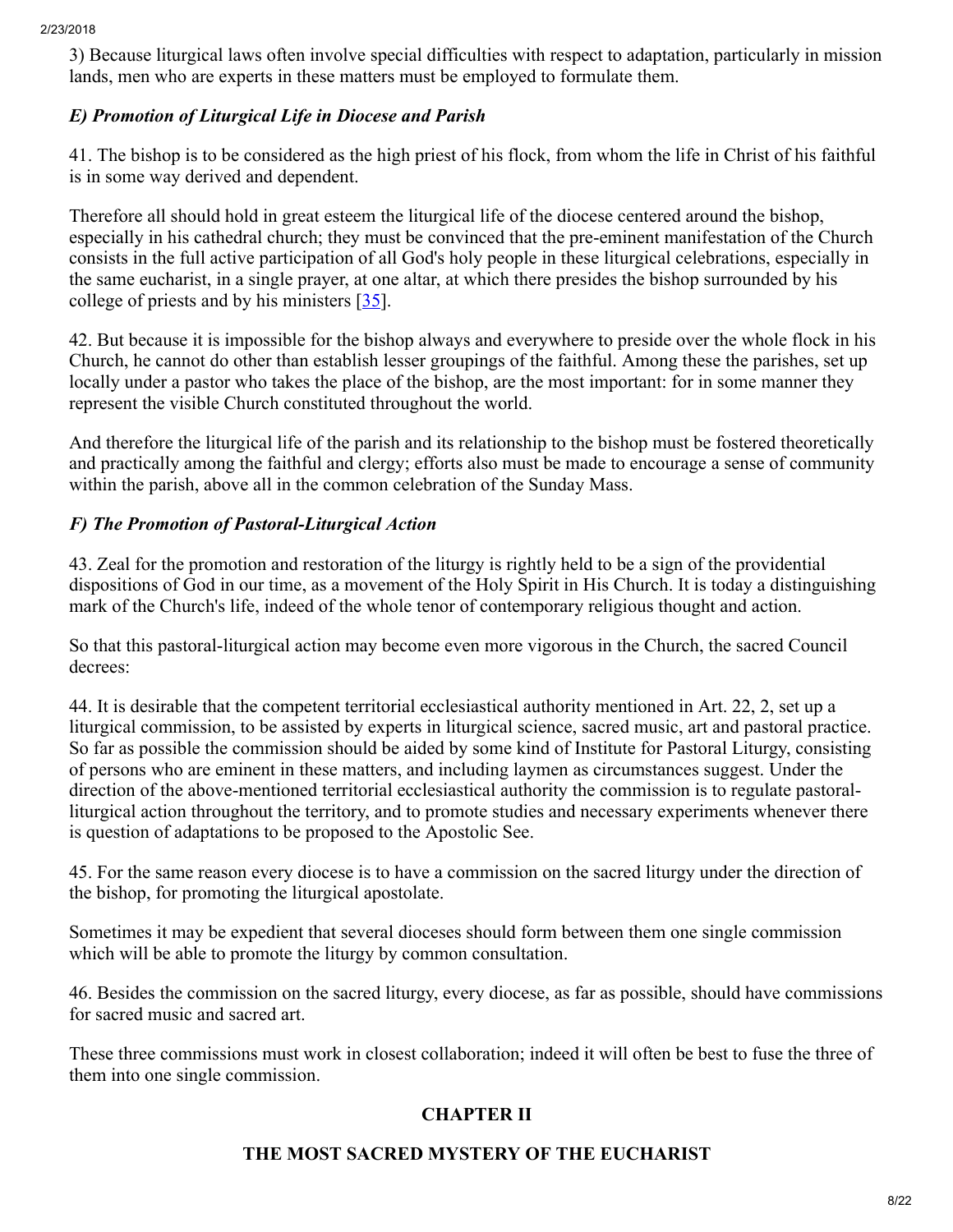3) Because liturgical laws often involve special difficulties with respect to adaptation, particularly in mission lands, men who are experts in these matters must be employed to formulate them.

### *E) Promotion of Liturgical Life in Diocese and Parish*

41. The bishop is to be considered as the high priest of his flock, from whom the life in Christ of his faithful is in some way derived and dependent.

Therefore all should hold in great esteem the liturgical life of the diocese centered around the bishop, especially in his cathedral church; they must be convinced that the pre-eminent manifestation of the Church consists in the full active participation of all God's holy people in these liturgical celebrations, especially in the same eucharist, in a single prayer, at one altar, at which there presides the bishop surrounded by his college of priests and by his ministers [35].

42. But because it is impossible for the bishop always and everywhere to preside over the whole flock in his Church, he cannot do other than establish lesser groupings of the faithful. Among these the parishes, set up locally under a pastor who takes the place of the bishop, are the most important: for in some manner they represent the visible Church constituted throughout the world.

And therefore the liturgical life of the parish and its relationship to the bishop must be fostered theoretically and practically among the faithful and clergy; efforts also must be made to encourage a sense of community within the parish, above all in the common celebration of the Sunday Mass.

### *F) The Promotion of Pastoral-Liturgical Action*

43. Zeal for the promotion and restoration of the liturgy is rightly held to be a sign of the providential dispositions of God in our time, as a movement of the Holy Spirit in His Church. It is today a distinguishing mark of the Church's life, indeed of the whole tenor of contemporary religious thought and action.

So that this pastoral-liturgical action may become even more vigorous in the Church, the sacred Council decrees:

44. It is desirable that the competent territorial ecclesiastical authority mentioned in Art. 22, 2, set up a liturgical commission, to be assisted by experts in liturgical science, sacred music, art and pastoral practice. So far as possible the commission should be aided by some kind of Institute for Pastoral Liturgy, consisting of persons who are eminent in these matters, and including laymen as circumstances suggest. Under the direction of the above-mentioned territorial ecclesiastical authority the commission is to regulate pastoral-liturgical action throughout the territory, and to promote studies and necessary experiments whenever there is question of adaptations to be proposed to the Apostolic See.

45. For the same reason every diocese is to have a commission on the sacred liturgy under the direction of the bishop, for promoting the liturgical apostolate.

Sometimes it may be expedient that several dioceses should form between them one single commission which will be able to promote the liturgy by common consultation.

46. Besides the commission on the sacred liturgy, every diocese, as far as possible, should have commissions for sacred music and sacred art.

These three commissions must work in closest collaboration; indeed it will often be best to fuse the three of them into one single commission.

## CHAPTER II

## THE MOST SACRED MYSTERY OF THE EUCHARIST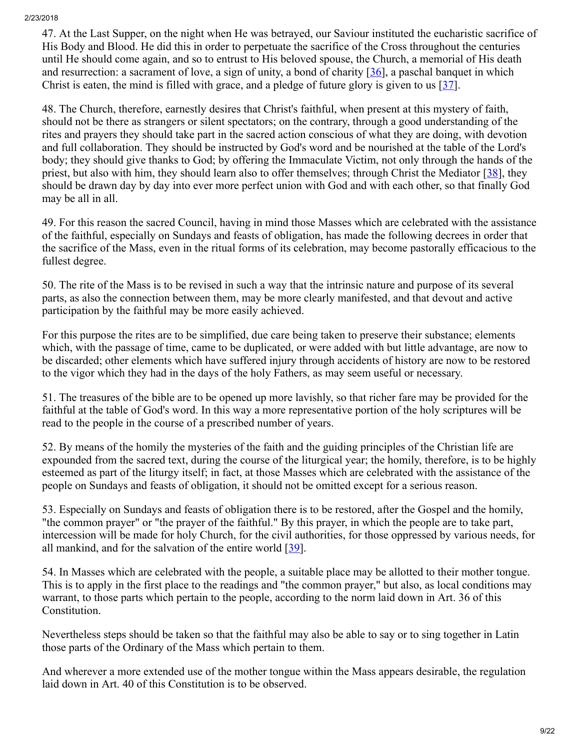47. At the Last Supper, on the night when He was betrayed, our Saviour instituted the eucharistic sacrifice of His Body and Blood. He did this in order to perpetuate the sacrifice of the Cross throughout the centuries until He should come again, and so to entrust to His beloved spouse, the Church, a memorial of His death and resurrection: a sacrament of love, a sign of unity, a bond of charity [36], a paschal banquet in which Christ is eaten, the mind is filled with grace, and a pledge of future glory is given to us [37].

48. The Church, therefore, earnestly desires that Christ's faithful, when present at this mystery of faith, should not be there as strangers or silent spectators; on the contrary, through a good understanding of the rites and prayers they should take part in the sacred action conscious of what they are doing, with devotion and full collaboration. They should be instructed by God's word and be nourished at the table of the Lord's body; they should give thanks to God; by offering the Immaculate Victim, not only through the hands of the priest, but also with him, they should learn also to offer themselves; through Christ the Mediator [38], they should be drawn day by day into ever more perfect union with God and with each other, so that finally God may be all in all.

49. For this reason the sacred Council, having in mind those Masses which are celebrated with the assistance of the faithful, especially on Sundays and feasts of obligation, has made the following decrees in order that the sacrifice of the Mass, even in the ritual forms of its celebration, may become pastorally efficacious to the fullest degree.

50. The rite of the Mass is to be revised in such a way that the intrinsic nature and purpose of its several parts, as also the connection between them, may be more clearly manifested, and that devout and active participation by the faithful may be more easily achieved.

For this purpose the rites are to be simplified, due care being taken to preserve their substance; elements which, with the passage of time, came to be duplicated, or were added with but little advantage, are now to be discarded; other elements which have suffered injury through accidents of history are now to be restored to the vigor which they had in the days of the holy Fathers, as may seem useful or necessary.

51. The treasures of the bible are to be opened up more lavishly, so that richer fare may be provided for the faithful at the table of God's word. In this way a more representative portion of the holy scriptures will be read to the people in the course of a prescribed number of years.

52. By means of the homily the mysteries of the faith and the guiding principles of the Christian life are expounded from the sacred text, during the course of the liturgical year; the homily, therefore, is to be highly esteemed as part of the liturgy itself; in fact, at those Masses which are celebrated with the assistance of the people on Sundays and feasts of obligation, it should not be omitted except for a serious reason.

53. Especially on Sundays and feasts of obligation there is to be restored, after the Gospel and the homily, "the common prayer" or "the prayer of the faithful." By this prayer, in which the people are to take part, intercession will be made for holy Church, for the civil authorities, for those oppressed by various needs, for all mankind, and for the salvation of the entire world [39].

54. In Masses which are celebrated with the people, a suitable place may be allotted to their mother tongue. This is to apply in the first place to the readings and "the common prayer," but also, as local conditions may warrant, to those parts which pertain to the people, according to the norm laid down in Art. 36 of this Constitution.

Nevertheless steps should be taken so that the faithful may also be able to say or to sing together in Latin those parts of the Ordinary of the Mass which pertain to them.

And wherever a more extended use of the mother tongue within the Mass appears desirable, the regulation laid down in Art. 40 of this Constitution is to be observed.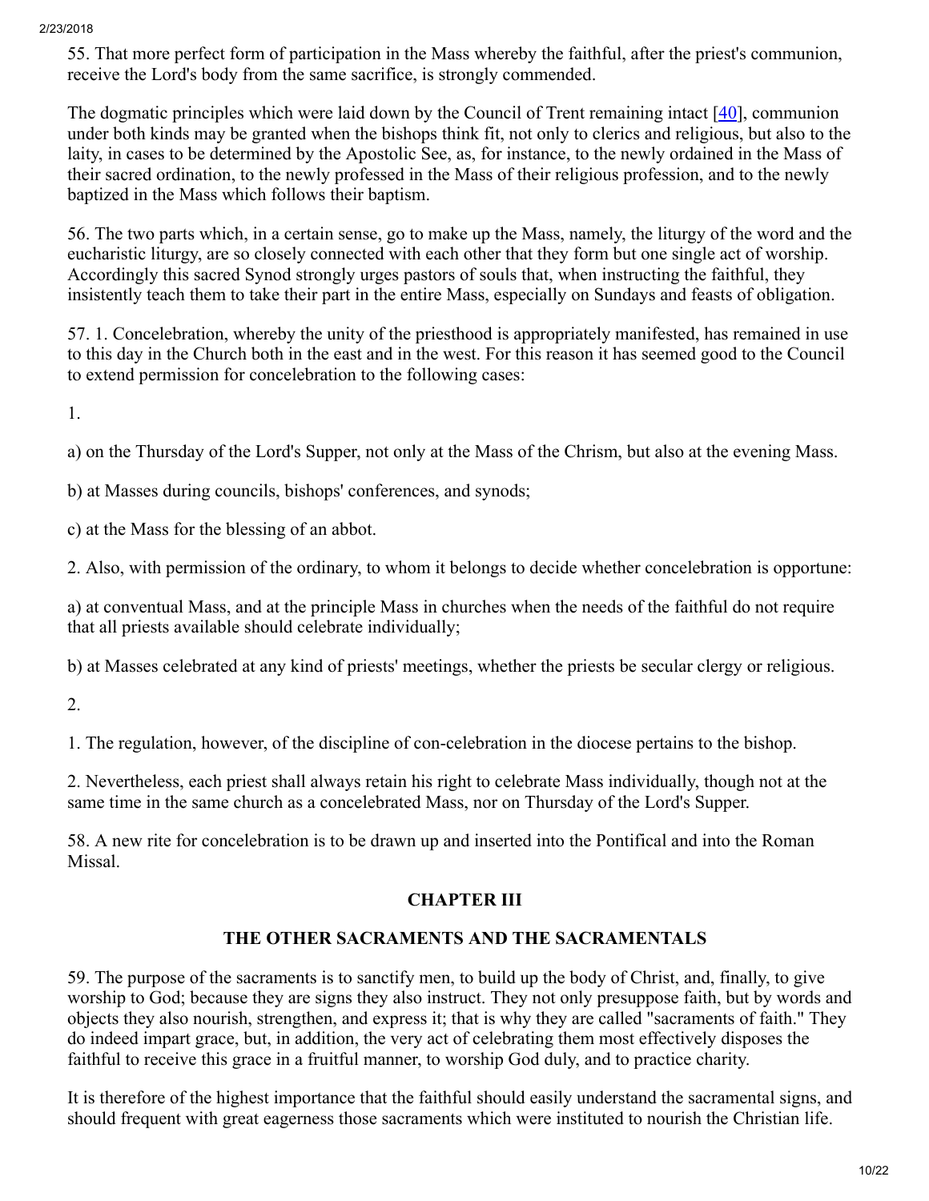55. That more perfect form of participation in the Mass whereby the faithful, after the priest's communion, receive the Lord's body from the same sacrifice, is strongly commended.

The dogmatic principles which were laid down by the Council of Trent remaining intact [40], communion under both kinds may be granted when the bishops think fit, not only to clerics and religious, but also to the laity, in cases to be determined by the Apostolic See, as, for instance, to the newly ordained in the Mass of their sacred ordination, to the newly professed in the Mass of their religious profession, and to the newly baptized in the Mass which follows their baptism.

56. The two parts which, in a certain sense, go to make up the Mass, namely, the liturgy of the word and the eucharistic liturgy, are so closely connected with each other that they form but one single act of worship. Accordingly this sacred Synod strongly urges pastors of souls that, when instructing the faithful, they insistently teach them to take their part in the entire Mass, especially on Sundays and feasts of obligation.

57. 1. Concelebration, whereby the unity of the priesthood is appropriately manifested, has remained in use to this day in the Church both in the east and in the west. For this reason it has seemed good to the Council to extend permission for concelebration to the following cases:

1.

a) on the Thursday of the Lord's Supper, not only at the Mass of the Chrism, but also at the evening Mass.

b) at Masses during councils, bishops' conferences, and synods;

c) at the Mass for the blessing of an abbot.

2. Also, with permission of the ordinary, to whom it belongs to decide whether concelebration is opportune:

a) at conventual Mass, and at the principle Mass in churches when the needs of the faithful do not require that all priests available should celebrate individually;

b) at Masses celebrated at any kind of priests' meetings, whether the priests be secular clergy or religious.

2.

1. The regulation, however, of the discipline of con-celebration in the diocese pertains to the bishop.

2. Nevertheless, each priest shall always retain his right to celebrate Mass individually, though not at the same time in the same church as a concelebrated Mass, nor on Thursday of the Lord's Supper.

58. A new rite for concelebration is to be drawn up and inserted into the Pontifical and into the Roman Missal.

## CHAPTER III

## THE OTHER SACRAMENTS AND THE SACRAMENTALS

59. The purpose of the sacraments is to sanctify men, to build up the body of Christ, and, finally, to give worship to God; because they are signs they also instruct. They not only presuppose faith, but by words and objects they also nourish, strengthen, and express it; that is why they are called "sacraments of faith." They do indeed impart grace, but, in addition, the very act of celebrating them most effectively disposes the faithful to receive this grace in a fruitful manner, to worship God duly, and to practice charity.

It is therefore of the highest importance that the faithful should easily understand the sacramental signs, and should frequent with great eagerness those sacraments which were instituted to nourish the Christian life.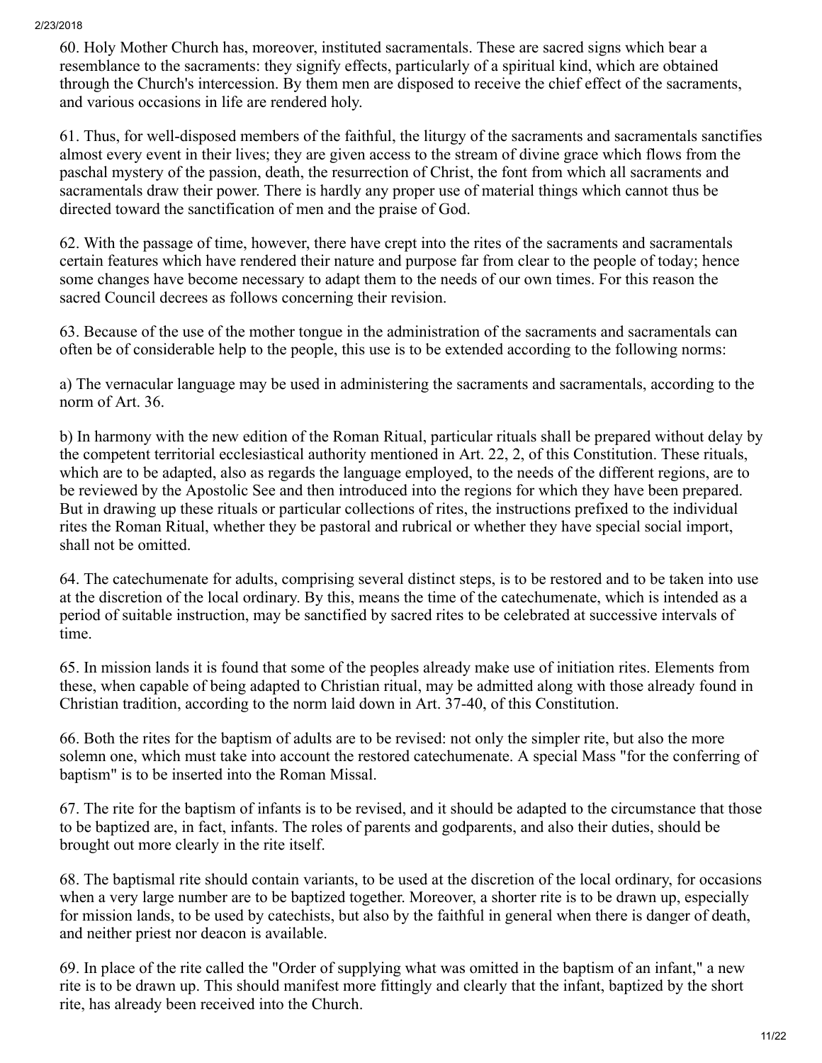60. Holy Mother Church has, moreover, instituted sacramentals. These are sacred signs which bear a resemblance to the sacraments: they signify effects, particularly of a spiritual kind, which are obtained through the Church's intercession. By them men are disposed to receive the chief effect of the sacraments, and various occasions in life are rendered holy.

61. Thus, for well-disposed members of the faithful, the liturgy of the sacraments and sacramentals sanctifies almost every event in their lives; they are given access to the stream of divine grace which flows from the paschal mystery of the passion, death, the resurrection of Christ, the font from which all sacraments and sacramentals draw their power. There is hardly any proper use of material things which cannot thus be directed toward the sanctification of men and the praise of God.

62. With the passage of time, however, there have crept into the rites of the sacraments and sacramentals certain features which have rendered their nature and purpose far from clear to the people of today; hence some changes have become necessary to adapt them to the needs of our own times. For this reason the sacred Council decrees as follows concerning their revision.

63. Because of the use of the mother tongue in the administration of the sacraments and sacramentals can often be of considerable help to the people, this use is to be extended according to the following norms:

a) The vernacular language may be used in administering the sacraments and sacramentals, according to the norm of Art. 36.

b) In harmony with the new edition of the Roman Ritual, particular rituals shall be prepared without delay by the competent territorial ecclesiastical authority mentioned in Art. 22, 2, of this Constitution. These rituals, which are to be adapted, also as regards the language employed, to the needs of the different regions, are to be reviewed by the Apostolic See and then introduced into the regions for which they have been prepared. But in drawing up these rituals or particular collections of rites, the instructions prefixed to the individual rites the Roman Ritual, whether they be pastoral and rubrical or whether they have special social import, shall not be omitted.

64. The catechumenate for adults, comprising several distinct steps, is to be restored and to be taken into use at the discretion of the local ordinary. By this, means the time of the catechumenate, which is intended as a period of suitable instruction, may be sanctified by sacred rites to be celebrated at successive intervals of time.

65. In mission lands it is found that some of the peoples already make use of initiation rites. Elements from these, when capable of being adapted to Christian ritual, may be admitted along with those already found in Christian tradition, according to the norm laid down in Art. 37-40, of this Constitution.

66. Both the rites for the baptism of adults are to be revised: not only the simpler rite, but also the more solemn one, which must take into account the restored catechumenate. A special Mass "for the conferring of baptism" is to be inserted into the Roman Missal.

67. The rite for the baptism of infants is to be revised, and it should be adapted to the circumstance that those to be baptized are, in fact, infants. The roles of parents and godparents, and also their duties, should be brought out more clearly in the rite itself.

68. The baptismal rite should contain variants, to be used at the discretion of the local ordinary, for occasions when a very large number are to be baptized together. Moreover, a shorter rite is to be drawn up, especially for mission lands, to be used by catechists, but also by the faithful in general when there is danger of death, and neither priest nor deacon is available.

69. In place of the rite called the "Order of supplying what was omitted in the baptism of an infant," a new rite is to be drawn up. This should manifest more fittingly and clearly that the infant, baptized by the short rite, has already been received into the Church.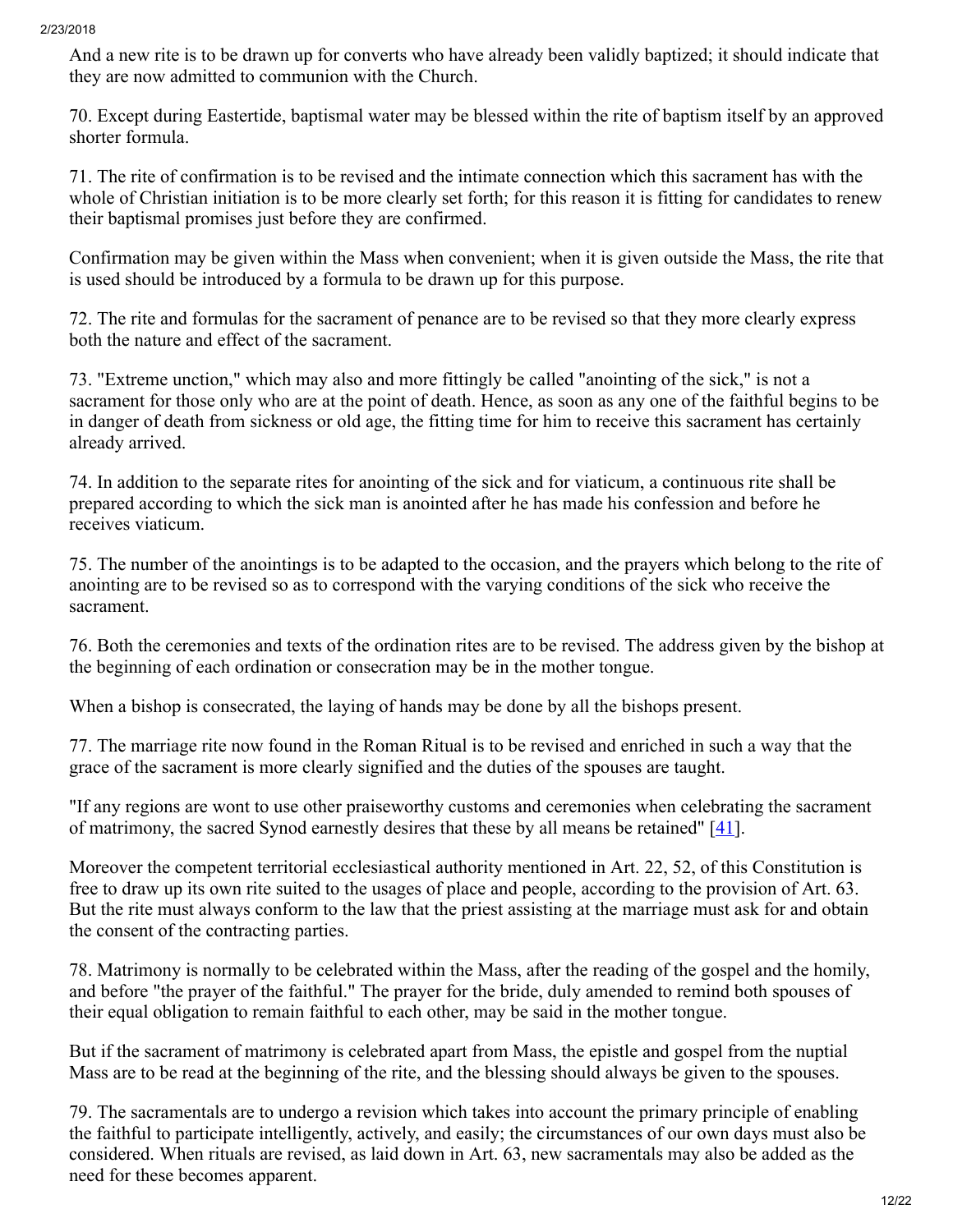And a new rite is to be drawn up for converts who have already been validly baptized; it should indicate that they are now admitted to communion with the Church.

70. Except during Eastertide, baptismal water may be blessed within the rite of baptism itself by an approved shorter formula.

71. The rite of confirmation is to be revised and the intimate connection which this sacrament has with the whole of Christian initiation is to be more clearly set forth; for this reason it is fitting for candidates to renew their baptismal promises just before they are confirmed.

Confirmation may be given within the Mass when convenient; when it is given outside the Mass, the rite that is used should be introduced by a formula to be drawn up for this purpose.

72. The rite and formulas for the sacrament of penance are to be revised so that they more clearly express both the nature and effect of the sacrament.

73. "Extreme unction," which may also and more fittingly be called "anointing of the sick," is not a sacrament for those only who are at the point of death. Hence, as soon as any one of the faithful begins to be in danger of death from sickness or old age, the fitting time for him to receive this sacrament has certainly already arrived.

74. In addition to the separate rites for anointing of the sick and for viaticum, a continuous rite shall be prepared according to which the sick man is anointed after he has made his confession and before he receives viaticum.

75. The number of the anointings is to be adapted to the occasion, and the prayers which belong to the rite of anointing are to be revised so as to correspond with the varying conditions of the sick who receive the sacrament.

76. Both the ceremonies and texts of the ordination rites are to be revised. The address given by the bishop at the beginning of each ordination or consecration may be in the mother tongue.

When a bishop is consecrated, the laying of hands may be done by all the bishops present.

77. The marriage rite now found in the Roman Ritual is to be revised and enriched in such a way that the grace of the sacrament is more clearly signified and the duties of the spouses are taught.

"If any regions are wont to use other praiseworthy customs and ceremonies when celebrating the sacrament of matrimony, the sacred Synod earnestly desires that these by all means be retained" [41].

Moreover the competent territorial ecclesiastical authority mentioned in Art. 22, 52, of this Constitution is free to draw up its own rite suited to the usages of place and people, according to the provision of Art. 63. But the rite must always conform to the law that the priest assisting at the marriage must ask for and obtain the consent of the contracting parties.

78. Matrimony is normally to be celebrated within the Mass, after the reading of the gospel and the homily, and before "the prayer of the faithful." The prayer for the bride, duly amended to remind both spouses of their equal obligation to remain faithful to each other, may be said in the mother tongue.

But if the sacrament of matrimony is celebrated apart from Mass, the epistle and gospel from the nuptial Mass are to be read at the beginning of the rite, and the blessing should always be given to the spouses.

79. The sacramentals are to undergo a revision which takes into account the primary principle of enabling the faithful to participate intelligently, actively, and easily; the circumstances of our own days must also be considered. When rituals are revised, as laid down in Art. 63, new sacramentals may also be added as the need for these becomes apparent.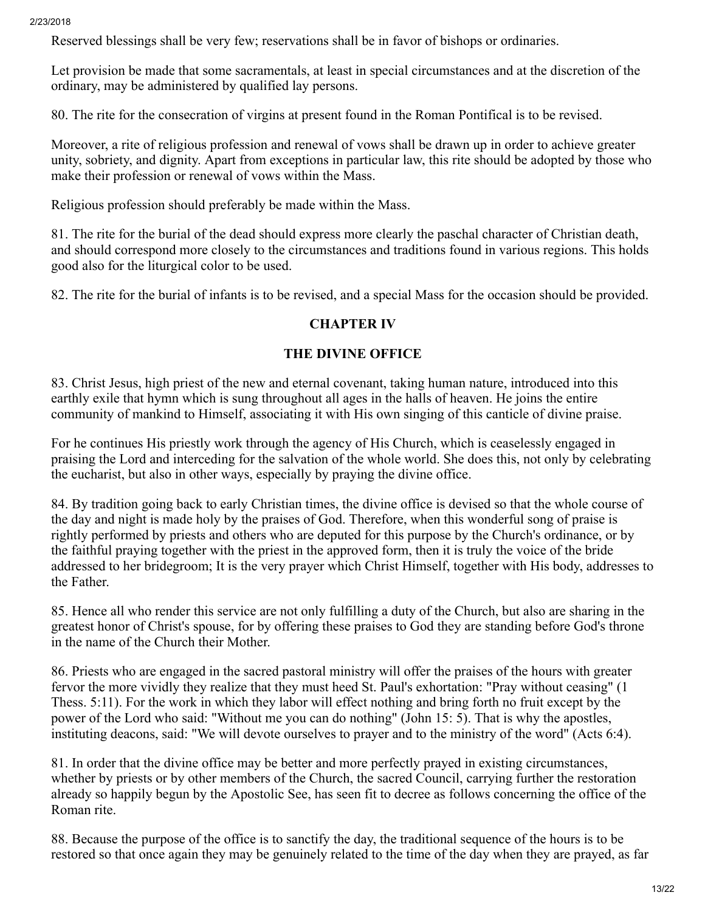Reserved blessings shall be very few; reservations shall be in favor of bishops or ordinaries.

Let provision be made that some sacramentals, at least in special circumstances and at the discretion of the ordinary, may be administered by qualified lay persons.

80. The rite for the consecration of virgins at present found in the Roman Pontifical is to be revised.

Moreover, a rite of religious profession and renewal of vows shall be drawn up in order to achieve greater unity, sobriety, and dignity. Apart from exceptions in particular law, this rite should be adopted by those who make their profession or renewal of vows within the Mass.

Religious profession should preferably be made within the Mass.

81. The rite for the burial of the dead should express more clearly the paschal character of Christian death, and should correspond more closely to the circumstances and traditions found in various regions. This holds good also for the liturgical color to be used.

82. The rite for the burial of infants is to be revised, and a special Mass for the occasion should be provided.

## CHAPTER IV

## THE DIVINE OFFICE

83. Christ Jesus, high priest of the new and eternal covenant, taking human nature, introduced into this earthly exile that hymn which is sung throughout all ages in the halls of heaven. He joins the entire community of mankind to Himself, associating it with His own singing of this canticle of divine praise.

For he continues His priestly work through the agency of His Church, which is ceaselessly engaged in praising the Lord and interceding for the salvation of the whole world. She does this, not only by celebrating the eucharist, but also in other ways, especially by praying the divine office.

84. By tradition going back to early Christian times, the divine office is devised so that the whole course of the day and night is made holy by the praises of God. Therefore, when this wonderful song of praise is rightly performed by priests and others who are deputed for this purpose by the Church's ordinance, or by the faithful praying together with the priest in the approved form, then it is truly the voice of the bride addressed to her bridegroom; It is the very prayer which Christ Himself, together with His body, addresses to the Father.

85. Hence all who render this service are not only fulfilling a duty of the Church, but also are sharing in the greatest honor of Christ's spouse, for by offering these praises to God they are standing before God's throne in the name of the Church their Mother.

86. Priests who are engaged in the sacred pastoral ministry will offer the praises of the hours with greater fervor the more vividly they realize that they must heed St. Paul's exhortation: "Pray without ceasing" (1 Thess. 5:11). For the work in which they labor will effect nothing and bring forth no fruit except by the power of the Lord who said: "Without me you can do nothing" (John 15: 5). That is why the apostles, instituting deacons, said: "We will devote ourselves to prayer and to the ministry of the word" (Acts 6:4).

81. In order that the divine office may be better and more perfectly prayed in existing circumstances, whether by priests or by other members of the Church, the sacred Council, carrying further the restoration already so happily begun by the Apostolic See, has seen fit to decree as follows concerning the office of the Roman rite.

88. Because the purpose of the office is to sanctify the day, the traditional sequence of the hours is to be restored so that once again they may be genuinely related to the time of the day when they are prayed, as far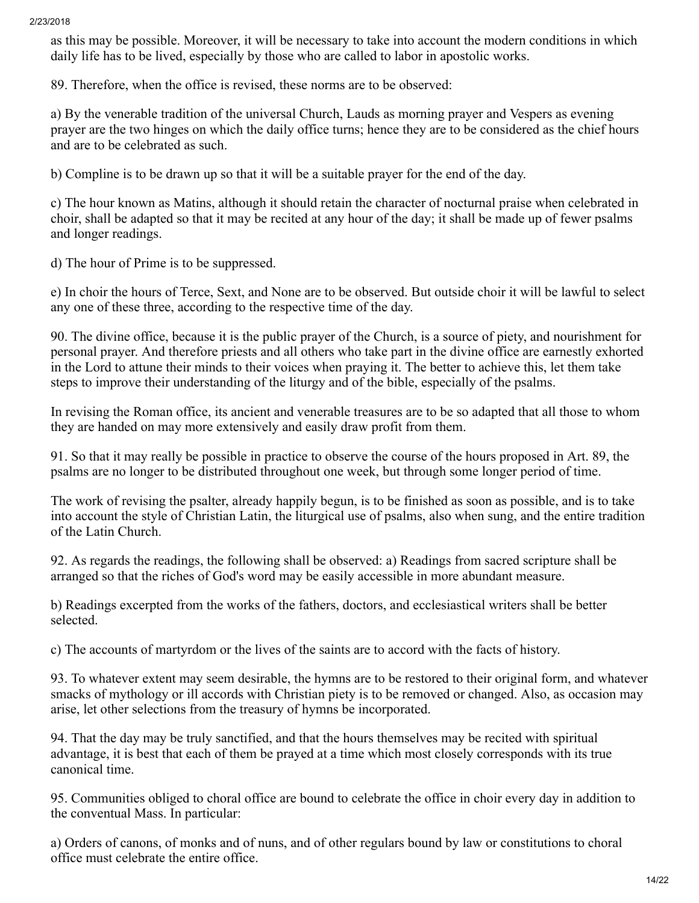as this may be possible. Moreover, it will be necessary to take into account the modern conditions in which daily life has to be lived, especially by those who are called to labor in apostolic works.

89. Therefore, when the office is revised, these norms are to be observed:

a) By the venerable tradition of the universal Church, Lauds as morning prayer and Vespers as evening prayer are the two hinges on which the daily office turns; hence they are to be considered as the chief hours and are to be celebrated as such.

b) Compline is to be drawn up so that it will be a suitable prayer for the end of the day.

c) The hour known as Matins, although it should retain the character of nocturnal praise when celebrated in choir, shall be adapted so that it may be recited at any hour of the day; it shall be made up of fewer psalms and longer readings.

d) The hour of Prime is to be suppressed.

e) In choir the hours of Terce, Sext, and None are to be observed. But outside choir it will be lawful to select any one of these three, according to the respective time of the day.

90. The divine office, because it is the public prayer of the Church, is a source of piety, and nourishment for personal prayer. And therefore priests and all others who take part in the divine office are earnestly exhorted in the Lord to attune their minds to their voices when praying it. The better to achieve this, let them take steps to improve their understanding of the liturgy and of the bible, especially of the psalms.

In revising the Roman office, its ancient and venerable treasures are to be so adapted that all those to whom they are handed on may more extensively and easily draw profit from them.

91. So that it may really be possible in practice to observe the course of the hours proposed in Art. 89, the psalms are no longer to be distributed throughout one week, but through some longer period of time.

The work of revising the psalter, already happily begun, is to be finished as soon as possible, and is to take into account the style of Christian Latin, the liturgical use of psalms, also when sung, and the entire tradition of the Latin Church.

92. As regards the readings, the following shall be observed: a) Readings from sacred scripture shall be arranged so that the riches of God's word may be easily accessible in more abundant measure.

b) Readings excerpted from the works of the fathers, doctors, and ecclesiastical writers shall be better selected.

c) The accounts of martyrdom or the lives of the saints are to accord with the facts of history.

93. To whatever extent may seem desirable, the hymns are to be restored to their original form, and whatever smacks of mythology or ill accords with Christian piety is to be removed or changed. Also, as occasion may arise, let other selections from the treasury of hymns be incorporated.

94. That the day may be truly sanctified, and that the hours themselves may be recited with spiritual advantage, it is best that each of them be prayed at a time which most closely corresponds with its true canonical time.

95. Communities obliged to choral office are bound to celebrate the office in choir every day in addition to the conventual Mass. In particular:

a) Orders of canons, of monks and of nuns, and of other regulars bound by law or constitutions to choral office must celebrate the entire office.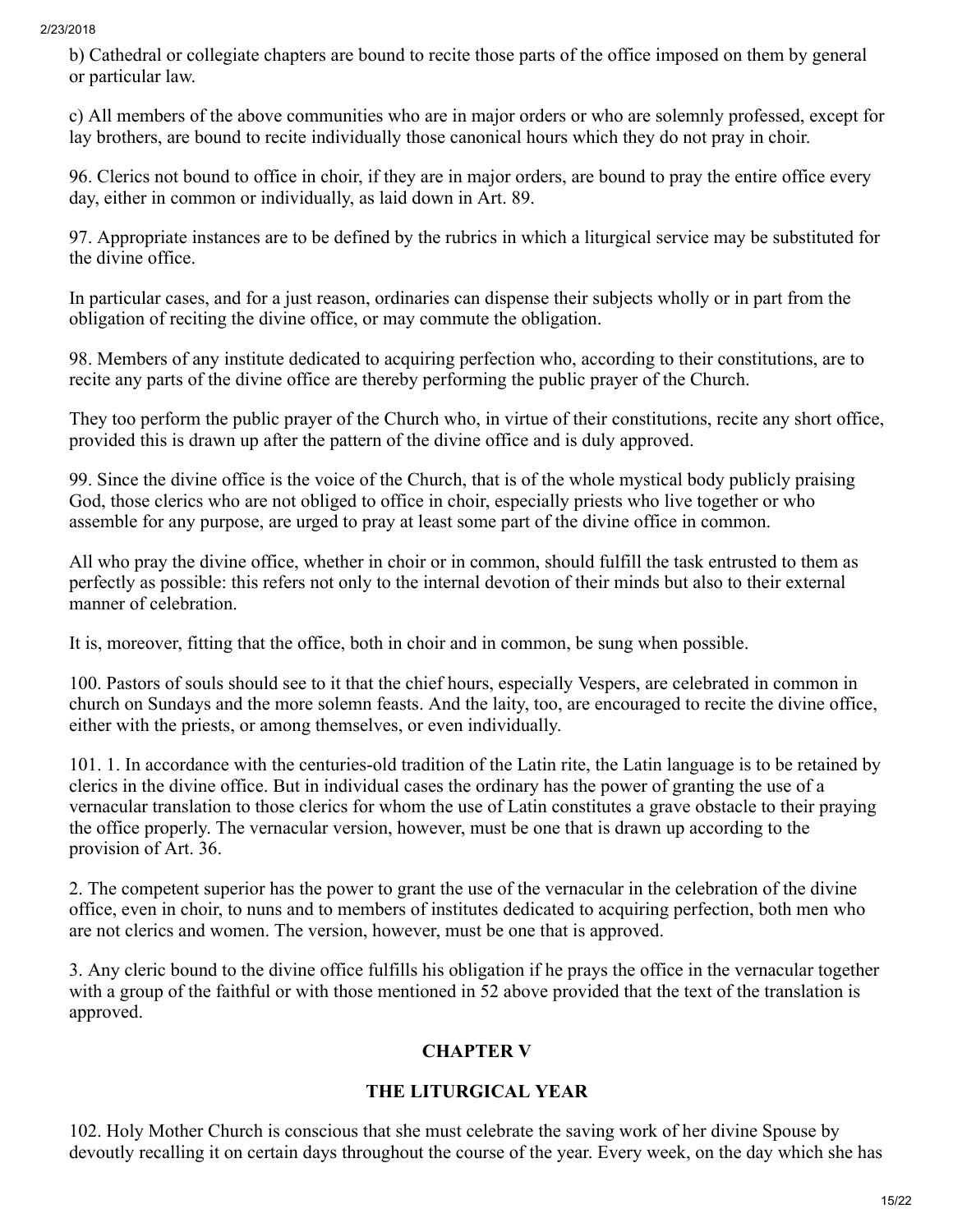b) Cathedral or collegiate chapters are bound to recite those parts of the office imposed on them by general or particular law.

c) All members of the above communities who are in major orders or who are solemnly professed, except for lay brothers, are bound to recite individually those canonical hours which they do not pray in choir.

96. Clerics not bound to office in choir, if they are in major orders, are bound to pray the entire office every day, either in common or individually, as laid down in Art. 89.

97. Appropriate instances are to be defined by the rubrics in which a liturgical service may be substituted for the divine office.

In particular cases, and for a just reason, ordinaries can dispense their subjects wholly or in part from the obligation of reciting the divine office, or may commute the obligation.

98. Members of any institute dedicated to acquiring perfection who, according to their constitutions, are to recite any parts of the divine office are thereby performing the public prayer of the Church.

They too perform the public prayer of the Church who, in virtue of their constitutions, recite any short office, provided this is drawn up after the pattern of the divine office and is duly approved.

99. Since the divine office is the voice of the Church, that is of the whole mystical body publicly praising God, those clerics who are not obliged to office in choir, especially priests who live together or who assemble for any purpose, are urged to pray at least some part of the divine office in common.

All who pray the divine office, whether in choir or in common, should fulfill the task entrusted to them as perfectly as possible: this refers not only to the internal devotion of their minds but also to their external manner of celebration.

It is, moreover, fitting that the office, both in choir and in common, be sung when possible.

100. Pastors of souls should see to it that the chief hours, especially Vespers, are celebrated in common in church on Sundays and the more solemn feasts. And the laity, too, are encouraged to recite the divine office, either with the priests, or among themselves, or even individually.

101. 1. In accordance with the centuries-old tradition of the Latin rite, the Latin language is to be retained by clerics in the divine office. But in individual cases the ordinary has the power of granting the use of a vernacular translation to those clerics for whom the use of Latin constitutes a grave obstacle to their praying the office properly. The vernacular version, however, must be one that is drawn up according to the provision of Art. 36.

2. The competent superior has the power to grant the use of the vernacular in the celebration of the divine office, even in choir, to nuns and to members of institutes dedicated to acquiring perfection, both men who are not clerics and women. The version, however, must be one that is approved.

3. Any cleric bound to the divine office fulfills his obligation if he prays the office in the vernacular together with a group of the faithful or with those mentioned in 52 above provided that the text of the translation is approved.

## CHAPTER V

## THE LITURGICAL YEAR

102. Holy Mother Church is conscious that she must celebrate the saving work of her divine Spouse by devoutly recalling it on certain days throughout the course of the year. Every week, on the day which she has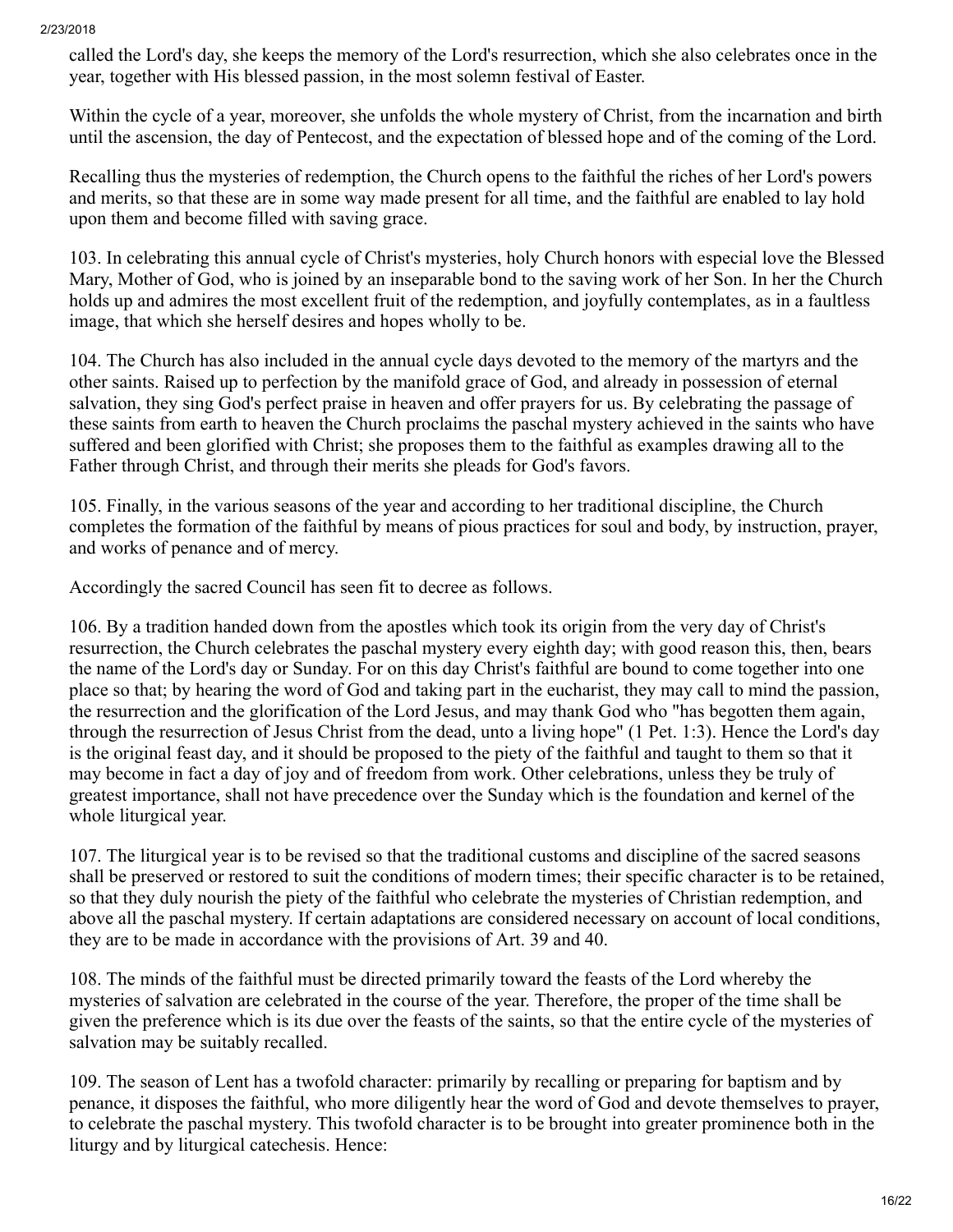called the Lord's day, she keeps the memory of the Lord's resurrection, which she also celebrates once in the year, together with His blessed passion, in the most solemn festival of Easter.

Within the cycle of a year, moreover, she unfolds the whole mystery of Christ, from the incarnation and birth until the ascension, the day of Pentecost, and the expectation of blessed hope and of the coming of the Lord.

Recalling thus the mysteries of redemption, the Church opens to the faithful the riches of her Lord's powers and merits, so that these are in some way made present for all time, and the faithful are enabled to lay hold upon them and become filled with saving grace.

103. In celebrating this annual cycle of Christ's mysteries, holy Church honors with especial love the Blessed Mary, Mother of God, who is joined by an inseparable bond to the saving work of her Son. In her the Church holds up and admires the most excellent fruit of the redemption, and joyfully contemplates, as in a faultless image, that which she herself desires and hopes wholly to be.

104. The Church has also included in the annual cycle days devoted to the memory of the martyrs and the other saints. Raised up to perfection by the manifold grace of God, and already in possession of eternal salvation, they sing God's perfect praise in heaven and offer prayers for us. By celebrating the passage of these saints from earth to heaven the Church proclaims the paschal mystery achieved in the saints who have suffered and been glorified with Christ; she proposes them to the faithful as examples drawing all to the Father through Christ, and through their merits she pleads for God's favors.

105. Finally, in the various seasons of the year and according to her traditional discipline, the Church completes the formation of the faithful by means of pious practices for soul and body, by instruction, prayer, and works of penance and of mercy.

Accordingly the sacred Council has seen fit to decree as follows.

106. By a tradition handed down from the apostles which took its origin from the very day of Christ's resurrection, the Church celebrates the paschal mystery every eighth day; with good reason this, then, bears the name of the Lord's day or Sunday. For on this day Christ's faithful are bound to come together into one place so that; by hearing the word of God and taking part in the eucharist, they may call to mind the passion, the resurrection and the glorification of the Lord Jesus, and may thank God who "has begotten them again, through the resurrection of Jesus Christ from the dead, unto a living hope" (1 Pet. 1:3). Hence the Lord's day is the original feast day, and it should be proposed to the piety of the faithful and taught to them so that it may become in fact a day of joy and of freedom from work. Other celebrations, unless they be truly of greatest importance, shall not have precedence over the Sunday which is the foundation and kernel of the whole liturgical year.

107. The liturgical year is to be revised so that the traditional customs and discipline of the sacred seasons shall be preserved or restored to suit the conditions of modern times; their specific character is to be retained, so that they duly nourish the piety of the faithful who celebrate the mysteries of Christian redemption, and above all the paschal mystery. If certain adaptations are considered necessary on account of local conditions, they are to be made in accordance with the provisions of Art. 39 and 40.

108. The minds of the faithful must be directed primarily toward the feasts of the Lord whereby the mysteries of salvation are celebrated in the course of the year. Therefore, the proper of the time shall be given the preference which is its due over the feasts of the saints, so that the entire cycle of the mysteries of salvation may be suitably recalled.

109. The season of Lent has a twofold character: primarily by recalling or preparing for baptism and by penance, it disposes the faithful, who more diligently hear the word of God and devote themselves to prayer, to celebrate the paschal mystery. This twofold character is to be brought into greater prominence both in the liturgy and by liturgical catechesis. Hence: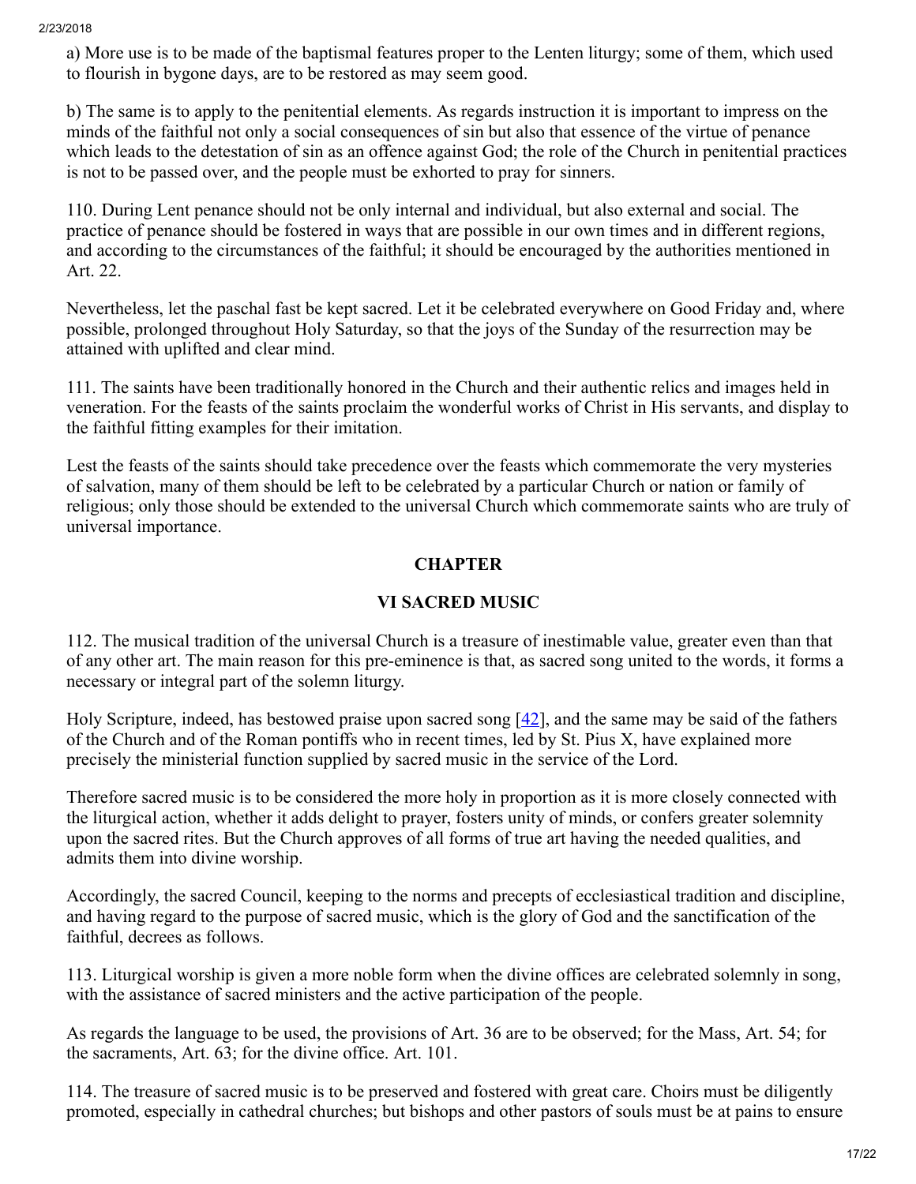a) More use is to be made of the baptismal features proper to the Lenten liturgy; some of them, which used to flourish in bygone days, are to be restored as may seem good.

b) The same is to apply to the penitential elements. As regards instruction it is important to impress on the minds of the faithful not only a social consequences of sin but also that essence of the virtue of penance which leads to the detestation of sin as an offence against God; the role of the Church in penitential practices is not to be passed over, and the people must be exhorted to pray for sinners.

110. During Lent penance should not be only internal and individual, but also external and social. The practice of penance should be fostered in ways that are possible in our own times and in different regions, and according to the circumstances of the faithful; it should be encouraged by the authorities mentioned in Art. 22.

Nevertheless, let the paschal fast be kept sacred. Let it be celebrated everywhere on Good Friday and, where possible, prolonged throughout Holy Saturday, so that the joys of the Sunday of the resurrection may be attained with uplifted and clear mind.

111. The saints have been traditionally honored in the Church and their authentic relics and images held in veneration. For the feasts of the saints proclaim the wonderful works of Christ in His servants, and display to the faithful fitting examples for their imitation.

Lest the feasts of the saints should take precedence over the feasts which commemorate the very mysteries of salvation, many of them should be left to be celebrated by a particular Church or nation or family of religious; only those should be extended to the universal Church which commemorate saints who are truly of universal importance.

## CHAPTER

## VI SACRED MUSIC

112. The musical tradition of the universal Church is a treasure of inestimable value, greater even than that of any other art. The main reason for this pre-eminence is that, as sacred song united to the words, it forms a necessary or integral part of the solemn liturgy.

Holy Scripture, indeed, has bestowed praise upon sacred song [42], and the same may be said of the fathers of the Church and of the Roman pontiffs who in recent times, led by St. Pius X, have explained more precisely the ministerial function supplied by sacred music in the service of the Lord.

Therefore sacred music is to be considered the more holy in proportion as it is more closely connected with the liturgical action, whether it adds delight to prayer, fosters unity of minds, or confers greater solemnity upon the sacred rites. But the Church approves of all forms of true art having the needed qualities, and admits them into divine worship.

Accordingly, the sacred Council, keeping to the norms and precepts of ecclesiastical tradition and discipline, and having regard to the purpose of sacred music, which is the glory of God and the sanctification of the faithful, decrees as follows.

113. Liturgical worship is given a more noble form when the divine offices are celebrated solemnly in song, with the assistance of sacred ministers and the active participation of the people.

As regards the language to be used, the provisions of Art. 36 are to be observed; for the Mass, Art. 54; for the sacraments, Art. 63; for the divine office. Art. 101.

114. The treasure of sacred music is to be preserved and fostered with great care. Choirs must be diligently promoted, especially in cathedral churches; but bishops and other pastors of souls must be at pains to ensure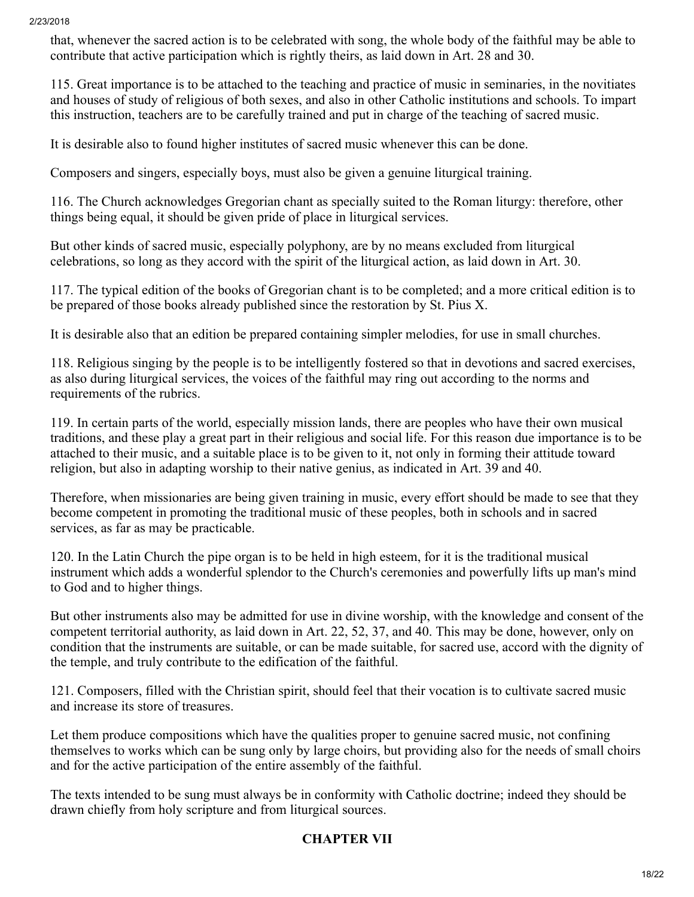that, whenever the sacred action is to be celebrated with song, the whole body of the faithful may be able to contribute that active participation which is rightly theirs, as laid down in Art. 28 and 30.

115. Great importance is to be attached to the teaching and practice of music in seminaries, in the novitiates and houses of study of religious of both sexes, and also in other Catholic institutions and schools. To impart this instruction, teachers are to be carefully trained and put in charge of the teaching of sacred music.

It is desirable also to found higher institutes of sacred music whenever this can be done.

Composers and singers, especially boys, must also be given a genuine liturgical training.

116. The Church acknowledges Gregorian chant as specially suited to the Roman liturgy: therefore, other things being equal, it should be given pride of place in liturgical services.

But other kinds of sacred music, especially polyphony, are by no means excluded from liturgical celebrations, so long as they accord with the spirit of the liturgical action, as laid down in Art. 30.

117. The typical edition of the books of Gregorian chant is to be completed; and a more critical edition is to be prepared of those books already published since the restoration by St. Pius X.

It is desirable also that an edition be prepared containing simpler melodies, for use in small churches.

118. Religious singing by the people is to be intelligently fostered so that in devotions and sacred exercises, as also during liturgical services, the voices of the faithful may ring out according to the norms and requirements of the rubrics.

119. In certain parts of the world, especially mission lands, there are peoples who have their own musical traditions, and these play a great part in their religious and social life. For this reason due importance is to be attached to their music, and a suitable place is to be given to it, not only in forming their attitude toward religion, but also in adapting worship to their native genius, as indicated in Art. 39 and 40.

Therefore, when missionaries are being given training in music, every effort should be made to see that they become competent in promoting the traditional music of these peoples, both in schools and in sacred services, as far as may be practicable.

120. In the Latin Church the pipe organ is to be held in high esteem, for it is the traditional musical instrument which adds a wonderful splendor to the Church's ceremonies and powerfully lifts up man's mind to God and to higher things.

But other instruments also may be admitted for use in divine worship, with the knowledge and consent of the competent territorial authority, as laid down in Art. 22, 52, 37, and 40. This may be done, however, only on condition that the instruments are suitable, or can be made suitable, for sacred use, accord with the dignity of the temple, and truly contribute to the edification of the faithful.

121. Composers, filled with the Christian spirit, should feel that their vocation is to cultivate sacred music and increase its store of treasures.

Let them produce compositions which have the qualities proper to genuine sacred music, not confining themselves to works which can be sung only by large choirs, but providing also for the needs of small choirs and for the active participation of the entire assembly of the faithful.

The texts intended to be sung must always be in conformity with Catholic doctrine; indeed they should be drawn chiefly from holy scripture and from liturgical sources.

## CHAPTER VII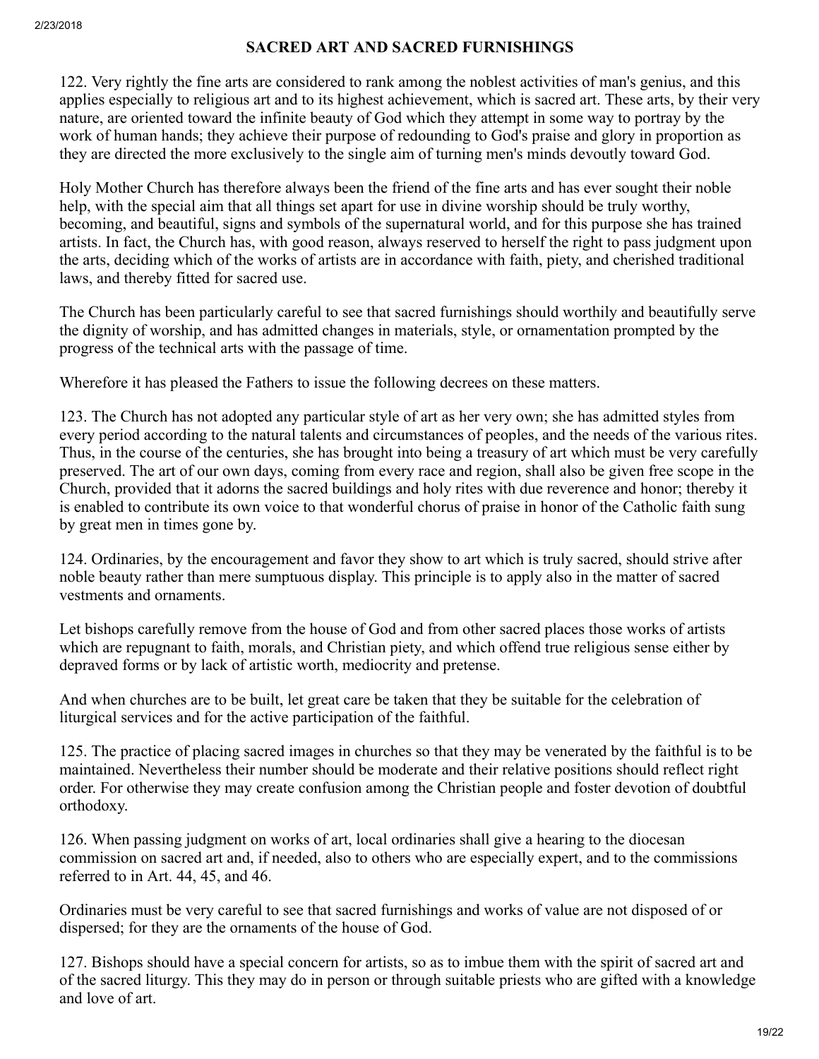## SACRED ART AND SACRED FURNISHINGS

122. Very rightly the fine arts are considered to rank among the noblest activities of man's genius, and this applies especially to religious art and to its highest achievement, which is sacred art. These arts, by their very nature, are oriented toward the infinite beauty of God which they attempt in some way to portray by the work of human hands; they achieve their purpose of redounding to God's praise and glory in proportion as they are directed the more exclusively to the single aim of turning men's minds devoutly toward God.

Holy Mother Church has therefore always been the friend of the fine arts and has ever sought their noble help, with the special aim that all things set apart for use in divine worship should be truly worthy, becoming, and beautiful, signs and symbols of the supernatural world, and for this purpose she has trained artists. In fact, the Church has, with good reason, always reserved to herself the right to pass judgment upon the arts, deciding which of the works of artists are in accordance with faith, piety, and cherished traditional laws, and thereby fitted for sacred use.

The Church has been particularly careful to see that sacred furnishings should worthily and beautifully serve the dignity of worship, and has admitted changes in materials, style, or ornamentation prompted by the progress of the technical arts with the passage of time.

Wherefore it has pleased the Fathers to issue the following decrees on these matters.

123. The Church has not adopted any particular style of art as her very own; she has admitted styles from every period according to the natural talents and circumstances of peoples, and the needs of the various rites. Thus, in the course of the centuries, she has brought into being a treasury of art which must be very carefully preserved. The art of our own days, coming from every race and region, shall also be given free scope in the Church, provided that it adorns the sacred buildings and holy rites with due reverence and honor; thereby it is enabled to contribute its own voice to that wonderful chorus of praise in honor of the Catholic faith sung by great men in times gone by.

124. Ordinaries, by the encouragement and favor they show to art which is truly sacred, should strive after noble beauty rather than mere sumptuous display. This principle is to apply also in the matter of sacred vestments and ornaments.

Let bishops carefully remove from the house of God and from other sacred places those works of artists which are repugnant to faith, morals, and Christian piety, and which offend true religious sense either by depraved forms or by lack of artistic worth, mediocrity and pretense.

And when churches are to be built, let great care be taken that they be suitable for the celebration of liturgical services and for the active participation of the faithful.

125. The practice of placing sacred images in churches so that they may be venerated by the faithful is to be maintained. Nevertheless their number should be moderate and their relative positions should reflect right order. For otherwise they may create confusion among the Christian people and foster devotion of doubtful orthodoxy.

126. When passing judgment on works of art, local ordinaries shall give a hearing to the diocesan commission on sacred art and, if needed, also to others who are especially expert, and to the commissions referred to in Art. 44, 45, and 46.

Ordinaries must be very careful to see that sacred furnishings and works of value are not disposed of or dispersed; for they are the ornaments of the house of God.

127. Bishops should have a special concern for artists, so as to imbue them with the spirit of sacred art and of the sacred liturgy. This they may do in person or through suitable priests who are gifted with a knowledge and love of art.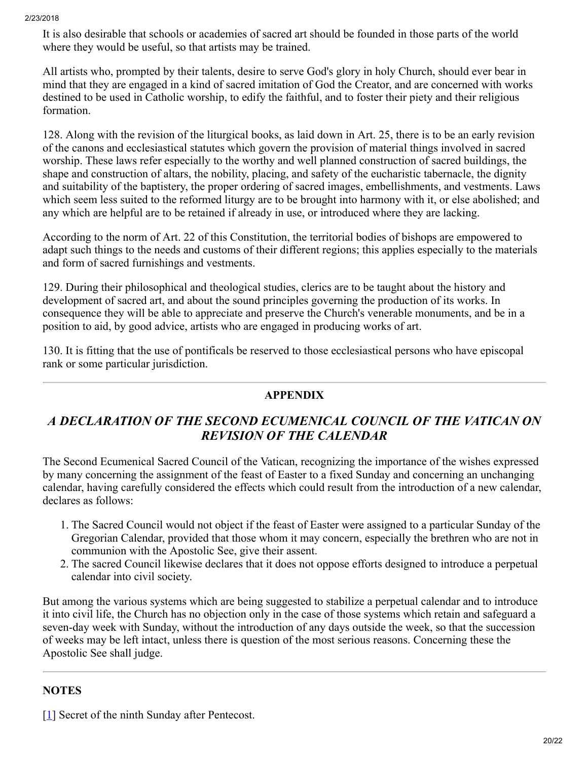It is also desirable that schools or academies of sacred art should be founded in those parts of the world where they would be useful, so that artists may be trained.

All artists who, prompted by their talents, desire to serve God's glory in holy Church, should ever bear in mind that they are engaged in a kind of sacred imitation of God the Creator, and are concerned with works destined to be used in Catholic worship, to edify the faithful, and to foster their piety and their religious formation.

128. Along with the revision of the liturgical books, as laid down in Art. 25, there is to be an early revision of the canons and ecclesiastical statutes which govern the provision of material things involved in sacred worship. These laws refer especially to the worthy and well planned construction of sacred buildings, the shape and construction of altars, the nobility, placing, and safety of the eucharistic tabernacle, the dignity and suitability of the baptistery, the proper ordering of sacred images, embellishments, and vestments. Laws which seem less suited to the reformed liturgy are to be brought into harmony with it, or else abolished; and any which are helpful are to be retained if already in use, or introduced where they are lacking.

According to the norm of Art. 22 of this Constitution, the territorial bodies of bishops are empowered to adapt such things to the needs and customs of their different regions; this applies especially to the materials and form of sacred furnishings and vestments.

129. During their philosophical and theological studies, clerics are to be taught about the history and development of sacred art, and about the sound principles governing the production of its works. In consequence they will be able to appreciate and preserve the Church's venerable monuments, and be in a position to aid, by good advice, artists who are engaged in producing works of art.

130. It is fitting that the use of pontificals be reserved to those ecclesiastical persons who have episcopal rank or some particular jurisdiction.

---

**APPENDIX**

## *A DECLARATION OF THE SECOND ECUMENICAL COUNCIL OF THE VATICAN ON REVISION OF THE CALENDAR*

The Second Ecumenical Sacred Council of the Vatican, recognizing the importance of the wishes expressed by many concerning the assignment of the feast of Easter to a fixed Sunday and concerning an unchanging calendar, having carefully considered the effects which could result from the introduction of a new calendar, declares as follows:

1. The Sacred Council would not object if the feast of Easter were assigned to a particular Sunday of the Gregorian Calendar, provided that those whom it may concern, especially the brethren who are not in communion with the Apostolic See, give their assent.
2. The sacred Council likewise declares that it does not oppose efforts designed to introduce a perpetual calendar into civil society.

But among the various systems which are being suggested to stabilize a perpetual calendar and to introduce it into civil life, the Church has no objection only in the case of those systems which retain and safeguard a seven-day week with Sunday, without the introduction of any days outside the week, so that the succession of weeks may be left intact, unless there is question of the most serious reasons. Concerning these the Apostolic See shall judge.

---

**NOTES**

[1] Secret of the ninth Sunday after Pentecost.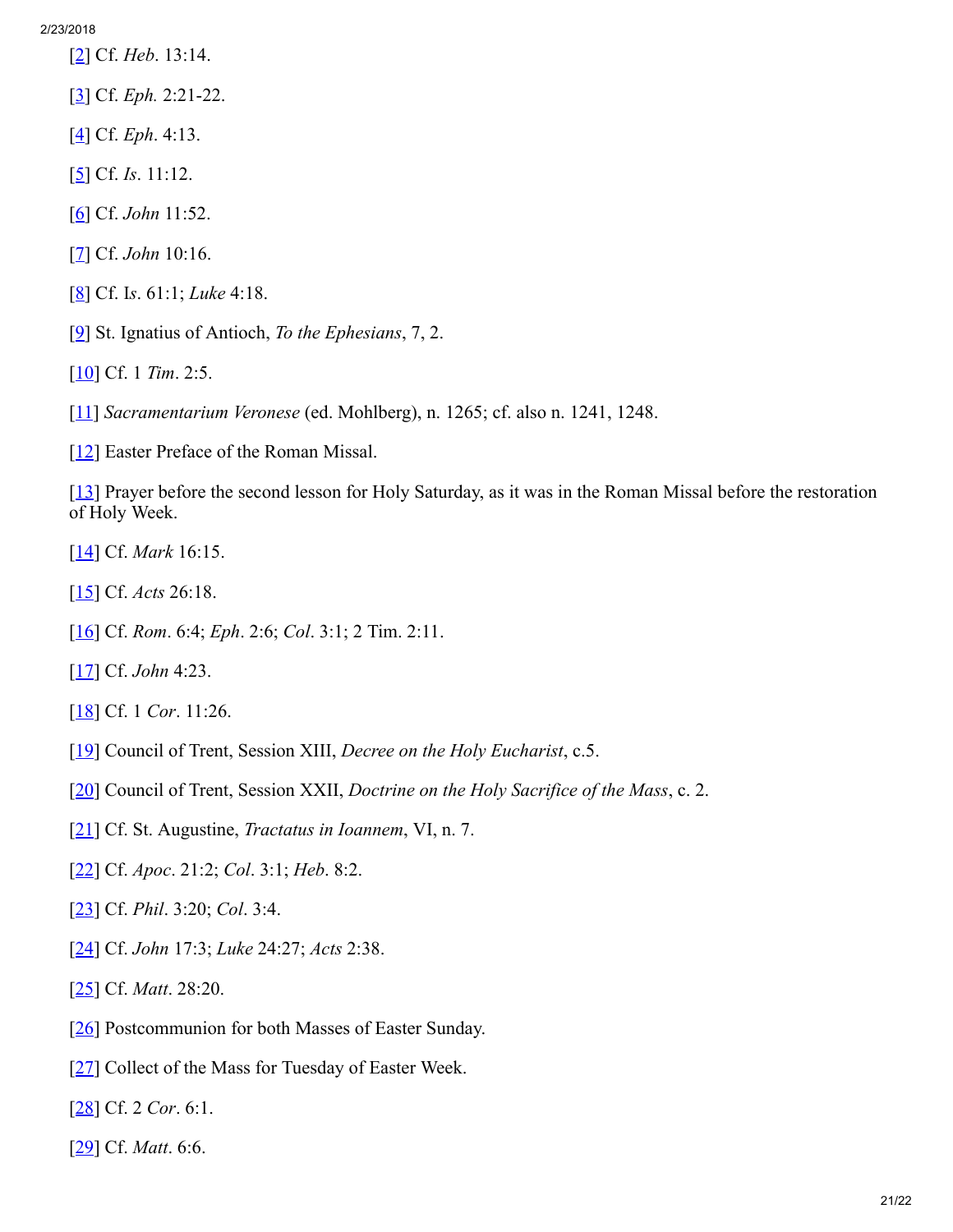[2] Cf. *Heb*. 13:14.

[3] Cf. *Eph.* 2:21-22.

[4] Cf. *Eph*. 4:13.

[5] Cf. *Is*. 11:12.

[6] Cf. *John* 11:52.

[7] Cf. *John* 10:16.

[8] Cf. I*s*. 61:1; *Luke* 4:18.

[9] St. Ignatius of Antioch, *To the Ephesians*, 7, 2.

[10] Cf. 1 *Tim*. 2:5.

[11] *Sacramentarium Veronese* (ed. Mohlberg), n. 1265; cf. also n. 1241, 1248.

[12] Easter Preface of the Roman Missal.

[13] Prayer before the second lesson for Holy Saturday, as it was in the Roman Missal before the restoration of Holy Week.

[14] Cf. *Mark* 16:15.

[15] Cf. *Acts* 26:18.

[16] Cf. *Rom*. 6:4; *Eph*. 2:6; *Col*. 3:1; 2 Tim. 2:11.

[17] Cf. *John* 4:23.

[18] Cf. 1 *Cor*. 11:26.

[19] Council of Trent, Session XIII, *Decree on the Holy Eucharist*, c.5.

[20] Council of Trent, Session XXII, *Doctrine on the Holy Sacrifice of the Mass*, c. 2.

[21] Cf. St. Augustine, *Tractatus in Ioannem*, VI, n. 7.

[22] Cf. *Apoc*. 21:2; *Col*. 3:1; *Heb*. 8:2.

[23] Cf. *Phil*. 3:20; *Col*. 3:4.

[24] Cf. *John* 17:3; *Luke* 24:27; *Acts* 2:38.

[25] Cf. *Matt*. 28:20.

[26] Postcommunion for both Masses of Easter Sunday.

[27] Collect of the Mass for Tuesday of Easter Week.

[28] Cf. 2 *Cor*. 6:1.

[29] Cf. *Matt*. 6:6.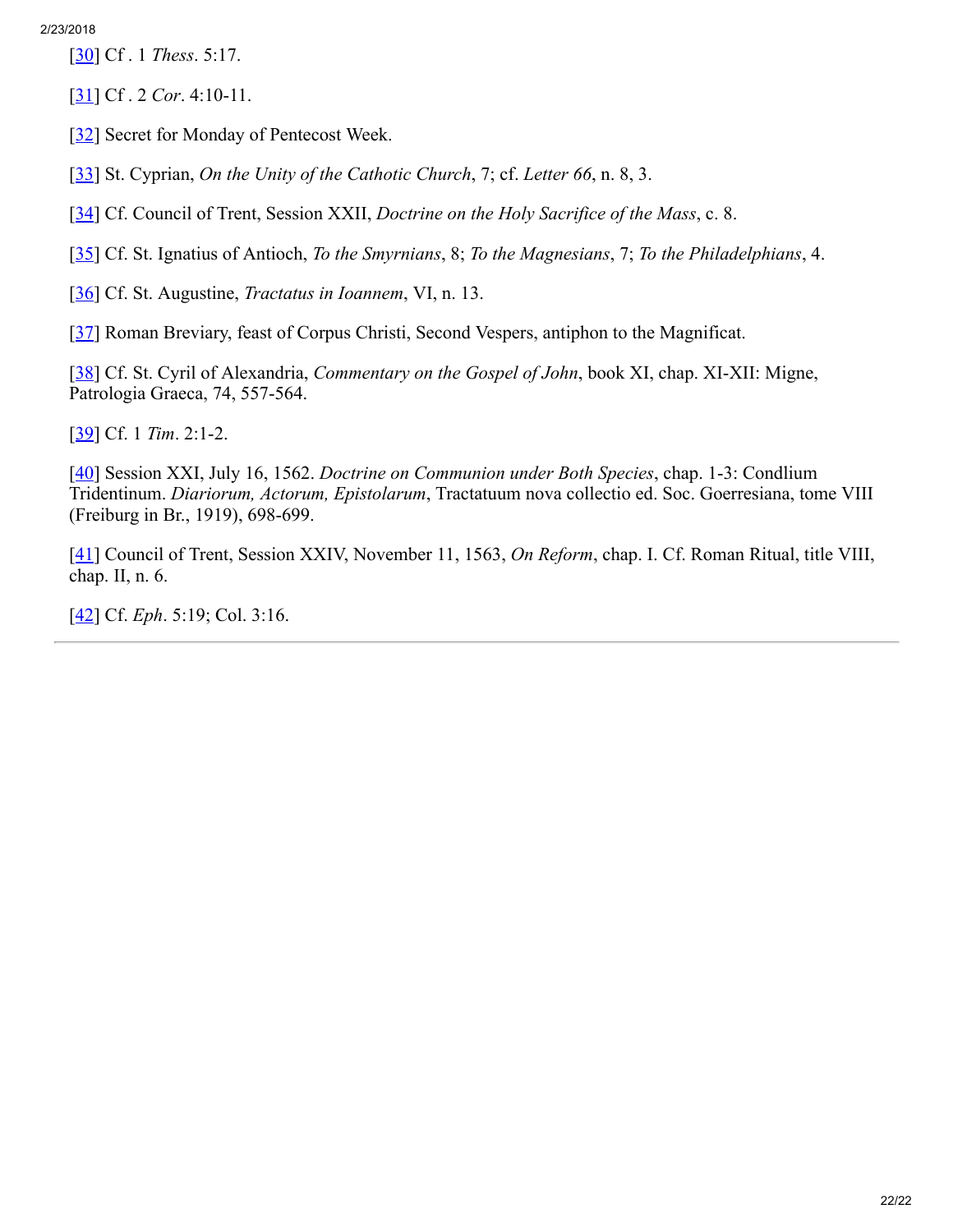[30] Cf . 1 *Thess*. 5:17.

[31] Cf . 2 *Cor*. 4:10-11.

[32] Secret for Monday of Pentecost Week.

[33] St. Cyprian, *On the Unity of the Cathotic Church*, 7; cf. *Letter 66*, n. 8, 3.

[34] Cf. Council of Trent, Session XXII, *Doctrine on the Holy Sacrifice of the Mass*, c. 8.

[35] Cf. St. Ignatius of Antioch, *To the Smyrnians*, 8; *To the Magnesians*, 7; *To the Philadelphians*, 4.

[36] Cf. St. Augustine, *Tractatus in Ioannem*, VI, n. 13.

[37] Roman Breviary, feast of Corpus Christi, Second Vespers, antiphon to the Magnificat.

[38] Cf. St. Cyril of Alexandria, *Commentary on the Gospel of John*, book XI, chap. XI-XII: Migne, Patrologia Graeca, 74, 557-564.

[39] Cf. 1 *Tim*. 2:1-2.

[40] Session XXI, July 16, 1562. *Doctrine on Communion under Both Species*, chap. 1-3: Condlium Tridentinum. *Diariorum, Actorum, Epistolarum*, Tractatuum nova collectio ed. Soc. Goerresiana, tome VIII (Freiburg in Br., 1919), 698-699.

[41] Council of Trent, Session XXIV, November 11, 1563, *On Reform*, chap. I. Cf. Roman Ritual, title VIII, chap. II, n. 6.

[42] Cf. *Eph*. 5:19; Col. 3:16.